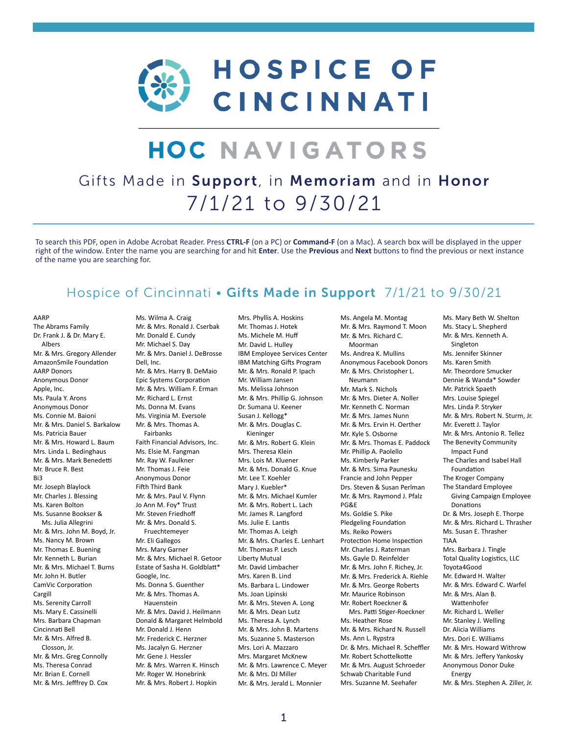# HOSPICE OF CINCINNATI

# HOC NAVIGATORS

## Gifts Made in **Support**, in **Memoriam** and in **Honor**

## 7/1/21 to 9/30/21

To search this PDF, open in Adobe Acrobat Reader. Press **CTRL-F** (on a PC) or **Command-F** (on a Mac). A search box will be displayed in the upper right of the window. Enter the name you are searching for and hit **Enter**. Use the **Previous** and **Next** buttons to find the previous or next instance of the name you are searching for.

## Hospice of Cincinnati • **Gifts Made in Support** 7/1/21 to 9/30/21

AARP
The Abrams Family
Dr. Frank J. & Dr. Mary E. Albers
Mr. & Mrs. Gregory Allender
AmazonSmile Foundation
AARP Donors
Anonymous Donor
Apple, Inc.
Ms. Paula Y. Arons
Anonymous Donor
Ms. Connie M. Baioni
Mr. & Mrs. Daniel S. Barkalow
Ms. Patricia Bauer
Mr. & Mrs. Howard L. Baum
Mrs. Linda L. Bedinghaus
Mr. & Mrs. Mark Benedetti
Mr. Bruce R. Best
Bi3
Mr. Joseph Blaylock
Mr. Charles J. Blessing
Ms. Karen Bolton
Ms. Susanne Bookser & Ms. Julia Allegrini
Mr. & Mrs. John M. Boyd, Jr.
Ms. Nancy M. Brown
Mr. Thomas E. Buening
Mr. Kenneth L. Burian
Mr. & Mrs. Michael T. Burns
Mr. John H. Butler
CamVic Corporation
Cargill
Ms. Serenity Carroll
Ms. Mary E. Cassinelli
Mrs. Barbara Chapman
Cincinnati Bell
Mr. & Mrs. Alfred B. Closson, Jr.
Mr. & Mrs. Greg Connolly
Ms. Theresa Conrad
Mr. Brian E. Cornell
Mr. & Mrs. Jefffrey D. Cox
Ms. Wilma A. Craig
Mr. & Mrs. Ronald J. Cserbak
Mr. Donald E. Cundy
Mr. Michael S. Day
Mr. & Mrs. Daniel J. DeBrosse
Dell, Inc.
Mr. & Mrs. Harry B. DeMaio
Epic Systems Corporation
Mr. & Mrs. William F. Erman
Mr. Richard L. Ernst
Ms. Donna M. Evans
Ms. Virginia M. Eversole
Mr. & Mrs. Thomas A. Fairbanks
Faith Financial Advisors, Inc.
Ms. Elsie M. Fangman
Mr. Ray W. Faulkner
Mr. Thomas J. Feie
Anonymous Donor
Fifth Third Bank
Mr. & Mrs. Paul V. Flynn
Jo Ann M. Foy* Trust
Mr. Steven Friedhoff
Mr. & Mrs. Donald S. Fruechtemeyer
Mr. Eli Gallegos
Mrs. Mary Garner
Mr. & Mrs. Michael R. Getoor
Estate of Sasha H. Goldblatt*
Google, Inc.
Ms. Donna S. Guenther
Mr. & Mrs. Thomas A. Hauenstein
Mr. & Mrs. David J. Heilmann
Donald & Margaret Helmbold
Mr. Donald J. Henn
Mr. Frederick C. Herzner
Ms. Jacalyn G. Herzner
Mr. Gene J. Hessler
Mr. & Mrs. Warren K. Hinsch
Mr. Roger W. Honebrink
Mr. & Mrs. Robert J. Hopkin
Mrs. Phyllis A. Hoskins
Mr. Thomas J. Hotek
Ms. Michele M. Huff
Mr. David L. Hulley
IBM Employee Services Center
IBM Matching Gifts Program
Mr. & Mrs. Ronald P. Ipach
Mr. William Jansen
Ms. Melissa Johnson
Mr. & Mrs. Phillip G. Johnson
Dr. Sumana U. Keener
Susan J. Kellogg*
Mr. & Mrs. Douglas C. Kieninger
Mr. & Mrs. Robert G. Klein
Mrs. Theresa Klein
Mrs. Lois M. Kluener
Mr. & Mrs. Donald G. Knue
Mr. Lee T. Koehler
Mary J. Kuebler*
Mr. & Mrs. Michael Kumler
Mr. & Mrs. Robert L. Lach
Mr. James R. Langford
Ms. Julie E. Lantis
Mr. Thomas A. Leigh
Mr. & Mrs. Charles E. Lenhart
Mr. Thomas P. Lesch
Liberty Mutual
Mr. David Limbacher
Mrs. Karen B. Lind
Ms. Barbara L. Lindower
Ms. Joan Lipinski
Mr. & Mrs. Steven A. Long
Mr. & Mrs. Dean Lutz
Ms. Theresa A. Lynch
Mr. & Mrs. John B. Martens
Ms. Suzanne S. Masterson
Mrs. Lori A. Mazzaro
Mrs. Margaret McKnew
Mr. & Mrs. Lawrence C. Meyer
Mr. & Mrs. DJ Miller
Mr. & Mrs. Jerald L. Monnier
Ms. Angela M. Montag
Mr. & Mrs. Raymond T. Moon
Mr. & Mrs. Richard C. Moorman
Ms. Andrea K. Mullins
Anonymous Facebook Donors
Mr. & Mrs. Christopher L. Neumann
Mr. Mark S. Nichols
Mr. & Mrs. Dieter A. Noller
Mr. Kenneth C. Norman
Mr. & Mrs. James Nunn
Mr. & Mrs. Ervin H. Oerther
Mr. Kyle S. Osborne
Mr. & Mrs. Thomas E. Paddock
Mr. Phillip A. Paolello
Ms. Kimberly Parker
Mr. & Mrs. Sima Paunesku
Francie and John Pepper
Drs. Steven & Susan Perlman
Mr. & Mrs. Raymond J. Pfalz
PG&E
Ms. Goldie S. Pike
Pledgeling Foundation
Ms. Reiko Powers
Protection Home Inspection
Mr. Charles J. Raterman
Ms. Gayle D. Reinfelder
Mr. & Mrs. John F. Richey, Jr.
Mr. & Mrs. Frederick A. Riehle
Mr. & Mrs. George Roberts
Mr. Maurice Robinson
Mr. Robert Roeckner & Mrs. Patti Stiger-Roeckner
Ms. Heather Rose
Mr. & Mrs. Richard N. Russell
Ms. Ann L. Rypstra
Dr. & Mrs. Michael R. Scheffler
Mr. Robert Schottelkotte
Mr. & Mrs. August Schroeder
Schwab Charitable Fund
Mrs. Suzanne M. Seehafer
Ms. Mary Beth W. Shelton
Ms. Stacy L. Shepherd
Mr. & Mrs. Kenneth A. Singleton
Ms. Jennifer Skinner
Ms. Karen Smith
Mr. Theordore Smucker
Dennie & Wanda* Sowder
Mr. Patrick Spaeth
Mrs. Louise Spiegel
Mrs. Linda P. Stryker
Mr. & Mrs. Robert N. Sturm, Jr.
Mr. Everett J. Taylor
Mr. & Mrs. Antonio R. Tellez
The Benevity Community Impact Fund
The Charles and Isabel Hall Foundation
The Kroger Company
The Standard Employee Giving Campaign Employee Donations
Dr. & Mrs. Joseph E. Thorpe
Mr. & Mrs. Richard L. Thrasher
Ms. Susan E. Thrasher
TIAA
Mrs. Barbara J. Tingle
Total Quality Logistics, LLC
Toyota4Good
Mr. Edward H. Walter
Mr. & Mrs. Edward C. Warfel
Mr. & Mrs. Alan B. Wattenhofer
Mr. Richard L. Weller
Mr. Stanley J. Welling
Dr. Alicia Williams
Mrs. Dori E. Williams
Mr. & Mrs. Howard Withrow
Mr. & Mrs. Jeffery Yankosky
Anonymous Donor Duke Energy
Mr. & Mrs. Stephen A. Ziller, Jr.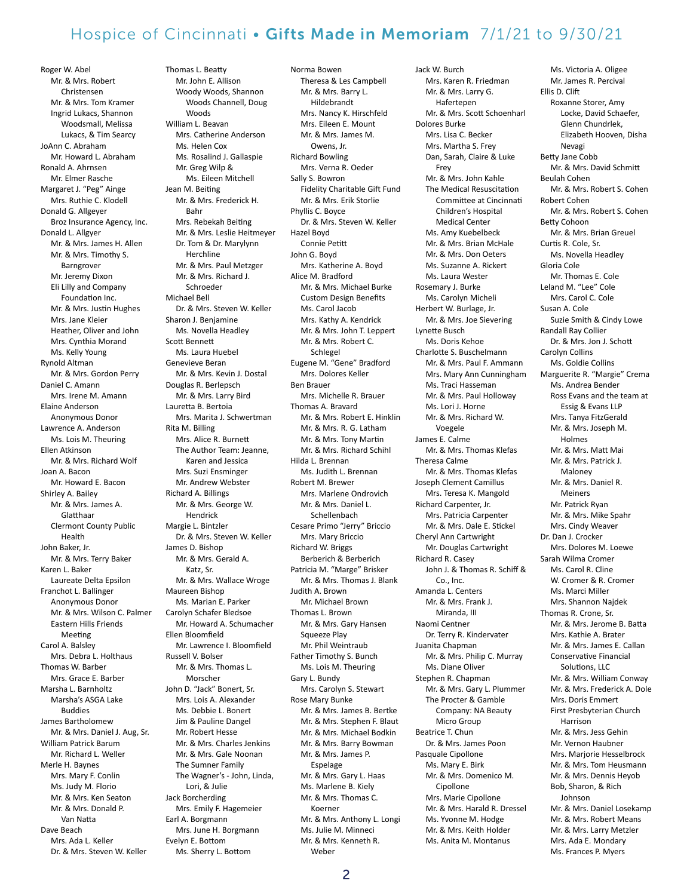# Hospice of Cincinnati • **Gifts Made in Memoriam** 7/1/21 to 9/30/21

Roger W. Abel
- Mr. & Mrs. Robert Christensen
- Mr. & Mrs. Tom Kramer
- Ingrid Lukacs, Shannon Woodsmall, Melissa Lukacs, & Tim Searcy

JoAnn C. Abraham
- Mr. Howard L. Abraham

Ronald A. Ahrnsen
- Mr. Elmer Rasche

Margaret J. "Peg" Ainge
- Mrs. Ruthie C. Klodell

Donald G. Allgeyer
- Broz Insurance Agency, Inc.

Donald L. Allgyer
- Mr. & Mrs. James H. Allen
- Mr. & Mrs. Timothy S. Barngrover
- Mr. Jeremy Dixon
- Eli Lilly and Company Foundation Inc.
- Mr. & Mrs. Justin Hughes
- Mrs. Jane Kleier
- Heather, Oliver and John
- Mrs. Cynthia Morand
- Ms. Kelly Young

Rynold Altman
- Mr. & Mrs. Gordon Perry

Daniel C. Amann
- Mrs. Irene M. Amann

Elaine Anderson
- Anonymous Donor

Lawrence A. Anderson
- Ms. Lois M. Theuring

Ellen Atkinson
- Mr. & Mrs. Richard Wolf

Joan A. Bacon
- Mr. Howard E. Bacon

Shirley A. Bailey
- Mr. & Mrs. James A. Glatthaar
- Clermont County Public Health

John Baker, Jr.
- Mr. & Mrs. Terry Baker

Karen L. Baker
- Laureate Delta Epsilon

Franchot L. Ballinger
- Anonymous Donor
- Mr. & Mrs. Wilson C. Palmer
- Eastern Hills Friends Meeting

Carol A. Balsley
- Mrs. Debra L. Holthaus

Thomas W. Barber
- Mrs. Grace E. Barber

Marsha L. Barnholtz
- Marsha's ASGA Lake Buddies

James Bartholomew
- Mr. & Mrs. Daniel J. Aug, Sr.

William Patrick Barum
- Mr. Richard L. Weller

Merle H. Baynes
- Mrs. Mary F. Conlin
- Ms. Judy M. Florio
- Mr. & Mrs. Ken Seaton
- Mr. & Mrs. Donald P. Van Natta

Dave Beach
- Mrs. Ada L. Keller
- Dr. & Mrs. Steven W. Keller

Thomas L. Beatty
- Mr. John E. Allison
- Woody Woods, Shannon Woods Channell, Doug Woods

William L. Beavan
- Mrs. Catherine Anderson
- Ms. Helen Cox
- Ms. Rosalind J. Gallaspie
- Mr. Greg Wilp & Ms. Eileen Mitchell

Jean M. Beiting
- Mr. & Mrs. Frederick H. Bahr
- Mrs. Rebekah Beiting
- Mr. & Mrs. Leslie Heitmeyer
- Dr. Tom & Dr. Marylynn Herchline
- Mr. & Mrs. Paul Metzger
- Mr. & Mrs. Richard J. Schroeder

Michael Bell
- Dr. & Mrs. Steven W. Keller

Sharon J. Benjamine
- Ms. Novella Headley

Scott Bennett
- Ms. Laura Huebel

Genevieve Beran
- Mr. & Mrs. Kevin J. Dostal

Douglas R. Berlepsch
- Mr. & Mrs. Larry Bird

Lauretta B. Bertoia
- Mrs. Marita J. Schwertman

Rita M. Billing
- Mrs. Alice R. Burnett
- The Author Team: Jeanne, Karen and Jessica
- Mrs. Suzi Ensminger
- Mr. Andrew Webster

Richard A. Billings
- Mr. & Mrs. George W. Hendrick

Margie L. Bintzler
- Dr. & Mrs. Steven W. Keller

James D. Bishop
- Mr. & Mrs. Gerald A. Katz, Sr.
- Mr. & Mrs. Wallace Wroge

Maureen Bishop
- Ms. Marian E. Parker

Carolyn Schafer Bledsoe
- Mr. Howard A. Schumacher

Ellen Bloomfield
- Mr. Lawrence I. Bloomfield

Russell V. Bolser
- Mr. & Mrs. Thomas L. Morscher

John D. "Jack" Bonert, Sr.
- Mrs. Lois A. Alexander
- Ms. Debbie L. Bonert
- Jim & Pauline Dangel
- Mr. Robert Hesse
- Mr. & Mrs. Charles Jenkins
- Mr. & Mrs. Gale Noonan
- The Sumner Family
- The Wagner's - John, Linda, Lori, & Julie

Jack Borcherding
- Mrs. Emily F. Hagemeier

Earl A. Borgmann
- Mrs. June H. Borgmann

Evelyn E. Bottom
- Ms. Sherry L. Bottom

Norma Bowen
- Theresa & Les Campbell
- Mr. & Mrs. Barry L. Hildebrandt
- Mrs. Nancy K. Hirschfeld
- Mrs. Eileen E. Mount
- Mr. & Mrs. James M. Owens, Jr.

Richard Bowling
- Mrs. Verna R. Oeder

Sally S. Bowron
- Fidelity Charitable Gift Fund
- Mr. & Mrs. Erik Storlie

Phyllis C. Boyce
- Dr. & Mrs. Steven W. Keller

Hazel Boyd
- Connie Petitt

John G. Boyd
- Mrs. Katherine A. Boyd

Alice M. Bradford
- Mr. & Mrs. Michael Burke
- Custom Design Benefits
- Ms. Carol Jacob
- Mrs. Kathy A. Kendrick
- Mr. & Mrs. John T. Leppert
- Mr. & Mrs. Robert C. Schlegel

Eugene M. "Gene" Bradford
- Mrs. Dolores Keller

Ben Brauer
- Mrs. Michelle R. Brauer

Thomas A. Bravard
- Mr. & Mrs. Robert E. Hinklin
- Mr. & Mrs. R. G. Latham
- Mr. & Mrs. Tony Martin
- Mr. & Mrs. Richard Schihl

Hilda L. Brennan
- Ms. Judith L. Brennan

Robert M. Brewer
- Mrs. Marlene Ondrovich
- Mr. & Mrs. Daniel L. Schellenbach

Cesare Primo "Jerry" Briccio
- Mrs. Mary Briccio

Richard W. Briggs
- Berberich & Berberich

Patricia M. "Marge" Brisker
- Mr. & Mrs. Thomas J. Blank

Judith A. Brown
- Mr. Michael Brown

Thomas L. Brown
- Mr. & Mrs. Gary Hansen
- Squeeze Play
- Mr. Phil Weintraub

Father Timothy S. Bunch
- Ms. Lois M. Theuring

Gary L. Bundy
- Mrs. Carolyn S. Stewart

Rose Mary Bunke
- Mr. & Mrs. James B. Bertke
- Mr. & Mrs. Stephen F. Blaut
- Mr. & Mrs. Michael Bodkin
- Mr. & Mrs. Barry Bowman
- Mr. & Mrs. James P. Espelage
- Mr. & Mrs. Gary L. Haas
- Ms. Marlene B. Kiely
- Mr. & Mrs. Thomas C. Koerner
- Mr. & Mrs. Anthony L. Longi
- Ms. Julie M. Minneci
- Mr. & Mrs. Kenneth R. Weber

Jack W. Burch
- Mrs. Karen R. Friedman
- Mr. & Mrs. Larry G. Hafertepen
- Mr. & Mrs. Scott Schoenharl

Dolores Burke
- Mrs. Lisa C. Becker
- Mrs. Martha S. Frey
- Dan, Sarah, Claire & Luke Frey
- Mr. & Mrs. John Kahle
- The Medical Resuscitation Committee at Cincinnati Children's Hospital Medical Center
- Ms. Amy Kuebelbeck
- Mr. & Mrs. Brian McHale
- Mr. & Mrs. Don Oeters
- Ms. Suzanne A. Rickert
- Ms. Laura Wester

Rosemary J. Burke
- Ms. Carolyn Micheli

Herbert W. Burlage, Jr.
- Mr. & Mrs. Joe Sievering

Lynette Busch
- Ms. Doris Kehoe

Charlotte S. Buschelmann
- Mr. & Mrs. Paul F. Ammann
- Mrs. Mary Ann Cunningham
- Ms. Traci Hasseman
- Mr. & Mrs. Paul Holloway
- Ms. Lori J. Horne
- Mr. & Mrs. Richard W. Voegele

James E. Calme
- Mr. & Mrs. Thomas Klefas

Theresa Calme
- Mr. & Mrs. Thomas Klefas

Joseph Clement Camillus
- Mrs. Teresa K. Mangold

Richard Carpenter, Jr.
- Mrs. Patricia Carpenter
- Mr. & Mrs. Dale E. Stickel

Cheryl Ann Cartwright
- Mr. Douglas Cartwright

Richard R. Casey
- John J. & Thomas R. Schiff & Co., Inc.

Amanda L. Centers
- Mr. & Mrs. Frank J. Miranda, III

Naomi Centner
- Dr. Terry R. Kindervater

Juanita Chapman
- Mr. & Mrs. Philip C. Murray
- Ms. Diane Oliver

Stephen R. Chapman
- Mr. & Mrs. Gary L. Plummer
- The Procter & Gamble Company: NA Beauty Micro Group

Beatrice T. Chun
- Dr. & Mrs. James Poon

Pasquale Cipollone
- Ms. Mary E. Birk
- Mr. & Mrs. Domenico M. Cipollone
- Mrs. Marie Cipollone
- Mr. & Mrs. Harald R. Dressel
- Ms. Yvonne M. Hodge
- Mr. & Mrs. Keith Holder
- Ms. Anita M. Montanus
- Ms. Victoria A. Oligee
- Mr. James R. Percival

Ellis D. Clift
- Roxanne Storer, Amy Locke, David Schaefer, Glenn Chundrlek, Elizabeth Hooven, Disha Nevagi

Betty Jane Cobb
- Mr. & Mrs. David Schmitt

Beulah Cohen
- Mr. & Mrs. Robert S. Cohen

Robert Cohen
- Mr. & Mrs. Robert S. Cohen

Betty Cohoon
- Mr. & Mrs. Brian Greuel

Curtis R. Cole, Sr.
- Ms. Novella Headley

Gloria Cole
- Mr. Thomas E. Cole

Leland M. "Lee" Cole
- Mrs. Carol C. Cole

Susan A. Cole
- Suzie Smith & Cindy Lowe

Randall Ray Collier
- Dr. & Mrs. Jon J. Schott

Carolyn Collins
- Ms. Goldie Collins

Marguerite R. "Margie" Crema
- Ms. Andrea Bender
- Ross Evans and the team at Essig & Evans LLP
- Mrs. Tanya FitzGerald
- Mr. & Mrs. Joseph M. Holmes
- Mr. & Mrs. Matt Mai
- Mr. & Mrs. Patrick J. Maloney
- Mr. & Mrs. Daniel R. Meiners
- Mr. Patrick Ryan
- Mr. & Mrs. Mike Spahr
- Mrs. Cindy Weaver

Dr. Dan J. Crocker
- Mrs. Dolores M. Loewe

Sarah Wilma Cromer
- Ms. Carol R. Cline
- W. Cromer & R. Cromer
- Ms. Marci Miller
- Mrs. Shannon Najdek

Thomas R. Crone, Sr.
- Mr. & Mrs. Jerome B. Batta
- Mrs. Kathie A. Brater
- Mr. & Mrs. James E. Callan
- Conservative Financial Solutions, LLC
- Mr. & Mrs. William Conway
- Mr. & Mrs. Frederick A. Dole
- Mrs. Doris Emmert
- First Presbyterian Church Harrison
- Mr. & Mrs. Jess Gehin
- Mr. Vernon Haubner
- Mrs. Marjorie Hesselbrock
- Mr. & Mrs. Tom Heusmann
- Mr. & Mrs. Dennis Heyob
- Bob, Sharon, & Rich Johnson
- Mr. & Mrs. Daniel Losekamp
- Mr. & Mrs. Robert Means
- Mr. & Mrs. Larry Metzler
- Mrs. Ada E. Mondary
- Ms. Frances P. Myers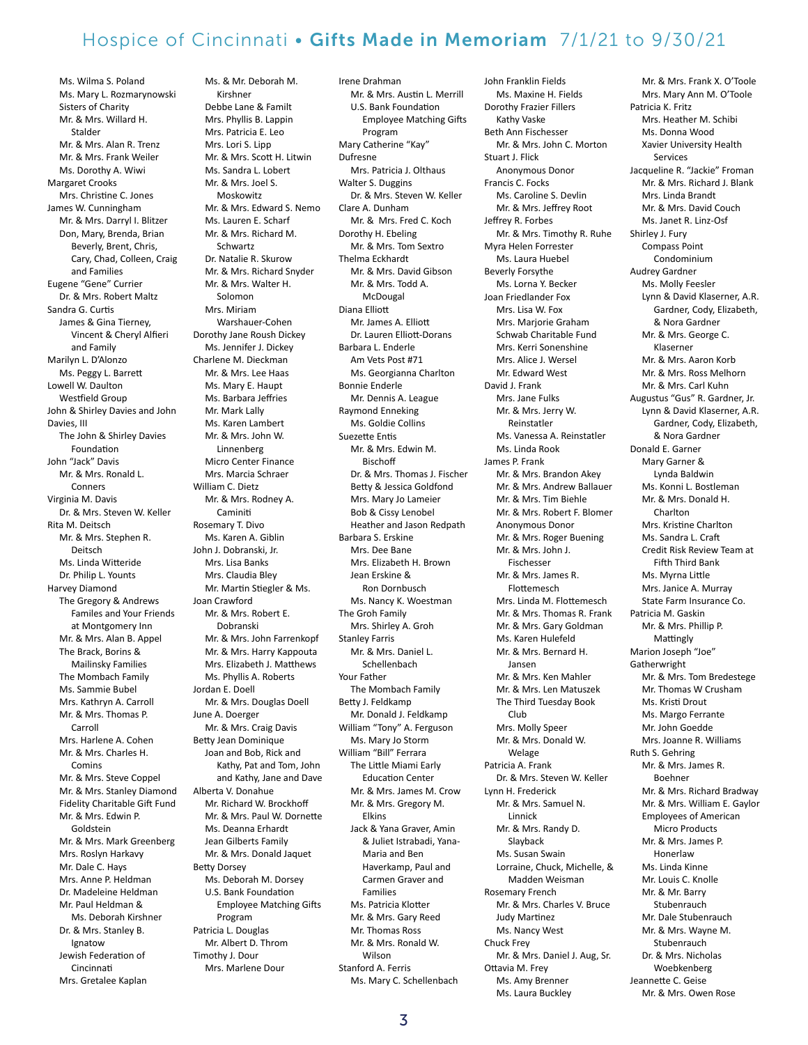# Hospice of Cincinnati • **Gifts Made in Memoriam** 7/1/21 to 9/30/21

Ms. Wilma S. Poland
Ms. Mary L. Rozmarynowski
Sisters of Charity
Mr. & Mrs. Willard H. Stalder
Mr. & Mrs. Alan R. Trenz
Mr. & Mrs. Frank Weiler
Ms. Dorothy A. Wiwi

Margaret Crooks
- Mrs. Christine C. Jones

James W. Cunningham
- Mr. & Mrs. Darryl I. Blitzer
- Don, Mary, Brenda, Brian Beverly, Brent, Chris, Cary, Chad, Colleen, Craig and Families

Eugene "Gene" Currier
- Dr. & Mrs. Robert Maltz

Sandra G. Curtis
- James & Gina Tierney, Vincent & Cheryl Alfieri and Family

Marilyn L. D'Alonzo
- Ms. Peggy L. Barrett

Lowell W. Daulton
- Westfield Group

John & Shirley Davies and John Davies, III
- The John & Shirley Davies Foundation

John "Jack" Davis
- Mr. & Mrs. Ronald L. Conners

Virginia M. Davis
- Dr. & Mrs. Steven W. Keller

Rita M. Deitsch
- Mr. & Mrs. Stephen R. Deitsch
- Ms. Linda Witteride
- Dr. Philip L. Younts

Harvey Diamond
- The Gregory & Andrews Familes and Your Friends at Montgomery Inn
- Mr. & Mrs. Alan B. Appel
- The Brack, Borins & Mailinsky Families
- The Mombach Family
- Ms. Sammie Bubel
- Mrs. Kathryn A. Carroll
- Mr. & Mrs. Thomas P. Carroll
- Mrs. Harlene A. Cohen
- Mr. & Mrs. Charles H. Comins
- Mr. & Mrs. Steve Coppel
- Mr. & Mrs. Stanley Diamond
- Fidelity Charitable Gift Fund
- Mr. & Mrs. Edwin P. Goldstein
- Mr. & Mrs. Mark Greenberg
- Mrs. Roslyn Harkavy
- Mr. Dale C. Hays
- Mrs. Anne P. Heldman
- Dr. Madeleine Heldman
- Mr. Paul Heldman & Ms. Deborah Kirshner
- Dr. & Mrs. Stanley B. Ignatow
- Jewish Federation of Cincinnati
- Mrs. Gretalee Kaplan
- Ms. & Mr. Deborah M. Kirshner
- Debbe Lane & Familt
- Mrs. Phyllis B. Lappin
- Mrs. Patricia E. Leo
- Mrs. Lori S. Lipp
- Mr. & Mrs. Scott H. Litwin
- Ms. Sandra L. Lobert
- Mr. & Mrs. Joel S. Moskowitz
- Mr. & Mrs. Edward S. Nemo
- Ms. Lauren E. Scharf
- Mr. & Mrs. Richard M. Schwartz
- Dr. Natalie R. Skurow
- Mr. & Mrs. Richard Snyder
- Mr. & Mrs. Walter H. Solomon
- Mrs. Miriam Warshauer-Cohen

Dorothy Jane Roush Dickey
- Ms. Jennifer J. Dickey

Charlene M. Dieckman
- Mr. & Mrs. Lee Haas
- Ms. Mary E. Haupt
- Ms. Barbara Jeffries
- Mr. Mark Lally
- Ms. Karen Lambert
- Mr. & Mrs. John W. Linnenberg
- Micro Center Finance
- Mrs. Marcia Schraer

William C. Dietz
- Mr. & Mrs. Rodney A. Caminiti

Rosemary T. Divo
- Ms. Karen A. Giblin

John J. Dobranski, Jr.
- Mrs. Lisa Banks
- Mrs. Claudia Bley
- Mr. Martin Stiegler & Ms. Joan Crawford
- Mr. & Mrs. Robert E. Dobranski
- Mr. & Mrs. John Farrenkopf
- Mr. & Mrs. Harry Kappouta
- Mrs. Elizabeth J. Matthews
- Ms. Phyllis A. Roberts

Jordan E. Doell
- Mr. & Mrs. Douglas Doell

June A. Doerger
- Mr. & Mrs. Craig Davis

Betty Jean Dominique
- Joan and Bob, Rick and Kathy, Pat and Tom, John and Kathy, Jane and Dave

Alberta V. Donahue
- Mr. Richard W. Brockhoff
- Mr. & Mrs. Paul W. Dornette
- Ms. Deanna Erhardt
- Jean Gilberts Family
- Mr. & Mrs. Donald Jaquet

Betty Dorsey
- Ms. Deborah M. Dorsey
- U.S. Bank Foundation Employee Matching Gifts Program

Patricia L. Douglas
- Mr. Albert D. Throm

Timothy J. Dour
- Mrs. Marlene Dour

Irene Drahman
- Mr. & Mrs. Austin L. Merrill
- U.S. Bank Foundation Employee Matching Gifts Program

Mary Catherine "Kay" Dufresne
- Mrs. Patricia J. Olthaus

Walter S. Duggins
- Dr. & Mrs. Steven W. Keller

Clare A. Dunham
- Mr. & Mrs. Fred C. Koch

Dorothy H. Ebeling
- Mr. & Mrs. Tom Sextro

Thelma Eckhardt
- Mr. & Mrs. David Gibson
- Mr. & Mrs. Todd A. McDougal

Diana Elliott
- Mr. James A. Elliott
- Dr. Lauren Elliott-Dorans

Barbara L. Enderle
- Am Vets Post #71
- Ms. Georgianna Charlton

Bonnie Enderle
- Mr. Dennis A. League

Raymond Enneking
- Ms. Goldie Collins

Suezette Entis
- Mr. & Mrs. Edwin M. Bischoff
- Dr. & Mrs. Thomas J. Fischer
- Betty & Jessica Goldfond
- Mrs. Mary Jo Lameier
- Bob & Cissy Lenobel
- Heather and Jason Redpath

Barbara S. Erskine
- Mrs. Dee Bane
- Mrs. Elizabeth H. Brown
- Jean Erskine & Ron Dornbusch
- Ms. Nancy K. Woestman

The Groh Family
- Mrs. Shirley A. Groh

Stanley Farris
- Mr. & Mrs. Daniel L. Schellenbach

Your Father
- The Mombach Family

Betty J. Feldkamp
- Mr. Donald J. Feldkamp

William "Tony" A. Ferguson
- Ms. Mary Jo Storm

William "Bill" Ferrara
- The Little Miami Early Education Center
- Mr. & Mrs. James M. Crow
- Mr. & Mrs. Gregory M. Elkins
- Jack & Yana Graver, Amin & Juliet Istrabadi, Yana-Maria and Ben Haverkamp, Paul and Carmen Graver and Families
- Ms. Patricia Klotter
- Mr. & Mrs. Gary Reed
- Mr. Thomas Ross
- Mr. & Mrs. Ronald W. Wilson

Stanford A. Ferris
- Ms. Mary C. Schellenbach

John Franklin Fields
- Ms. Maxine H. Fields

Dorothy Frazier Fillers
- Kathy Vaske

Beth Ann Fischesser
- Mr. & Mrs. John C. Morton

Stuart J. Flick
- Anonymous Donor

Francis C. Focks
- Ms. Caroline S. Devlin
- Mr. & Mrs. Jeffrey Root

Jeffrey R. Forbes
- Mr. & Mrs. Timothy R. Ruhe

Myra Helen Forrester
- Ms. Laura Huebel

Beverly Forsythe
- Ms. Lorna Y. Becker

Joan Friedlander Fox
- Mrs. Lisa W. Fox
- Mrs. Marjorie Graham
- Schwab Charitable Fund
- Mrs. Kerri Sonenshine
- Mrs. Alice J. Wersel
- Mr. Edward West

David J. Frank
- Mrs. Jane Fulks
- Mr. & Mrs. Jerry W. Reinstatler
- Ms. Vanessa A. Reinstatler
- Ms. Linda Rook

James P. Frank
- Mr. & Mrs. Brandon Akey
- Mr. & Mrs. Andrew Ballauer
- Mr. & Mrs. Tim Biehle
- Mr. & Mrs. Robert F. Blomer
- Anonymous Donor
- Mr. & Mrs. Roger Buening
- Mr. & Mrs. John J. Fischesser
- Mr. & Mrs. James R. Flottemesch
- Ms. Linda M. Flottemesch
- Mr. & Mrs. Thomas R. Frank
- Mr. & Mrs. Gary Goldman
- Ms. Karen Hulefeld
- Mr. & Mrs. Bernard H. Jansen
- Mr. & Mrs. Ken Mahler
- Mr. & Mrs. Len Matuszek
- The Third Tuesday Book Club
- Mrs. Molly Speer
- Mr. & Mrs. Donald W. Welage

Patricia A. Frank
- Dr. & Mrs. Steven W. Keller

Lynn H. Frederick
- Mr. & Mrs. Samuel N. Linnick
- Mr. & Mrs. Randy D. Slayback
- Ms. Susan Swain
- Lorraine, Chuck, Michelle, & Madden Weisman

Rosemary French
- Mr. & Mrs. Charles V. Bruce
- Judy Martinez
- Ms. Nancy West

Chuck Frey
- Mr. & Mrs. Daniel J. Aug, Sr.

Ottavia M. Frey
- Ms. Amy Brenner
- Ms. Laura Buckley
- Mr. & Mrs. Frank X. O'Toole
- Mrs. Mary Ann M. O'Toole

Patricia K. Fritz
- Mrs. Heather M. Schibi
- Ms. Donna Wood
- Xavier University Health Services

Jacqueline R. "Jackie" Froman
- Mr. & Mrs. Richard J. Blank
- Mrs. Linda Brandt
- Mr. & Mrs. David Couch
- Ms. Janet R. Linz-Osf

Shirley J. Fury
- Compass Point Condominium

Audrey Gardner
- Ms. Molly Feesler
- Lynn & David Klaserner, A.R. Gardner, Cody, Elizabeth, & Nora Gardner
- Mr. & Mrs. George C. Klaserner
- Mr. & Mrs. Aaron Korb
- Mr. & Mrs. Ross Melhorn
- Mr. & Mrs. Carl Kuhn

Augustus "Gus" R. Gardner, Jr.
- Lynn & David Klaserner, A.R. Gardner, Cody, Elizabeth, & Nora Gardner

Donald E. Garner
- Mary Garner & Lynda Baldwin
- Ms. Konni L. Bostleman
- Mr. & Mrs. Donald H. Charlton
- Mrs. Kristine Charlton
- Ms. Sandra L. Craft
- Credit Risk Review Team at Fifth Third Bank
- Ms. Myrna Little
- Mrs. Janice A. Murray
- State Farm Insurance Co.

Patricia M. Gaskin
- Mr. & Mrs. Phillip P. Mattingly

Marion Joseph "Joe" Gatherwright
- Mr. & Mrs. Tom Bredestege
- Mr. Thomas W Crusham
- Ms. Kristi Drout
- Ms. Margo Ferrante
- Mr. John Goedde
- Mrs. Joanne R. Williams

Ruth S. Gehring
- Mr. & Mrs. James R. Boehner
- Mr. & Mrs. Richard Bradway
- Mr. & Mrs. William E. Gaylor
- Employees of American Micro Products
- Mr. & Mrs. James P. Honerlaw
- Ms. Linda Kinne
- Mr. Louis C. Knolle
- Mr. & Mr. Barry Stubenrauch
- Mr. Dale Stubenrauch
- Mr. & Mrs. Wayne M. Stubenrauch
- Dr. & Mrs. Nicholas Woebkenberg

Jeannette C. Geise
- Mr. & Mrs. Owen Rose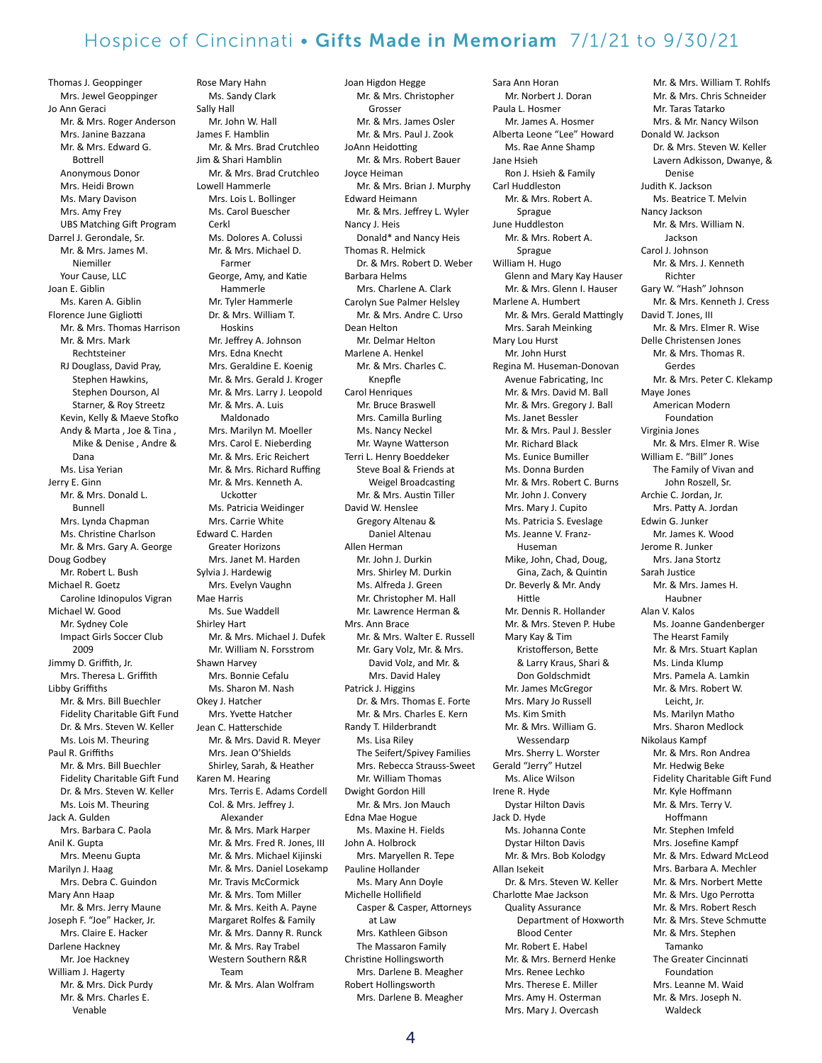# Hospice of Cincinnati • **Gifts Made in Memoriam** 7/1/21 to 9/30/21

Thomas J. Geoppinger
- Mrs. Jewel Geoppinger

Jo Ann Geraci
- Mr. & Mrs. Roger Anderson
- Mrs. Janine Bazzana
- Mr. & Mrs. Edward G. Bottrell
- Anonymous Donor
- Mrs. Heidi Brown
- Ms. Mary Davison
- Mrs. Amy Frey
- UBS Matching Gift Program

Darrel J. Gerondale, Sr.
- Mr. & Mrs. James M. Niemiller
- Your Cause, LLC

Joan E. Giblin
- Ms. Karen A. Giblin

Florence June Gigliotti
- Mr. & Mrs. Thomas Harrison
- Mr. & Mrs. Mark Rechtsteiner
- RJ Douglass, David Pray, Stephen Hawkins, Stephen Dourson, Al Starner, & Roy Streetz
- Kevin, Kelly & Maeve Stofko
- Andy & Marta , Joe & Tina , Mike & Denise , Andre & Dana
- Ms. Lisa Yerian

Jerry E. Ginn
- Mr. & Mrs. Donald L. Bunnell
- Mrs. Lynda Chapman
- Ms. Christine Charlson
- Mr. & Mrs. Gary A. George

Doug Godbey
- Mr. Robert L. Bush

Michael R. Goetz
- Caroline Idinopulos Vigran

Michael W. Good
- Mr. Sydney Cole
- Impact Girls Soccer Club 2009

Jimmy D. Griffith, Jr.
- Mrs. Theresa L. Griffith

Libby Griffiths
- Mr. & Mrs. Bill Buechler
- Fidelity Charitable Gift Fund
- Dr. & Mrs. Steven W. Keller
- Ms. Lois M. Theuring

Paul R. Griffiths
- Mr. & Mrs. Bill Buechler
- Fidelity Charitable Gift Fund
- Dr. & Mrs. Steven W. Keller
- Ms. Lois M. Theuring

Jack A. Gulden
- Mrs. Barbara C. Paola

Anil K. Gupta
- Mrs. Meenu Gupta

Marilyn J. Haag
- Mrs. Debra C. Guindon

Mary Ann Haap
- Mr. & Mrs. Jerry Maune

Joseph F. "Joe" Hacker, Jr.
- Mrs. Claire E. Hacker

Darlene Hackney
- Mr. Joe Hackney

William J. Hagerty
- Mr. & Mrs. Dick Purdy
- Mr. & Mrs. Charles E. Venable

Rose Mary Hahn
- Ms. Sandy Clark

Sally Hall
- Mr. John W. Hall

James F. Hamblin
- Mr. & Mrs. Brad Crutchleo

Jim & Shari Hamblin
- Mr. & Mrs. Brad Crutchleo

Lowell Hammerle
- Mrs. Lois L. Bollinger
- Ms. Carol Buescher Cerkl
- Ms. Dolores A. Colussi
- Mr. & Mrs. Michael D. Farmer
- George, Amy, and Katie Hammerle
- Mr. Tyler Hammerle
- Dr. & Mrs. William T. Hoskins
- Mr. Jeffrey A. Johnson
- Mrs. Edna Knecht
- Mrs. Geraldine E. Koenig
- Mr. & Mrs. Gerald J. Kroger
- Mr. & Mrs. Larry J. Leopold
- Mr. & Mrs. A. Luis Maldonado
- Mrs. Marilyn M. Moeller
- Mrs. Carol E. Nieberding
- Mr. & Mrs. Eric Reichert
- Mr. & Mrs. Richard Ruffing
- Mr. & Mrs. Kenneth A. Uckotter
- Ms. Patricia Weidinger
- Mrs. Carrie White

Edward C. Harden
- Greater Horizons
- Mrs. Janet M. Harden

Sylvia J. Hardewig
- Mrs. Evelyn Vaughn

Mae Harris
- Ms. Sue Waddell

Shirley Hart
- Mr. & Mrs. Michael J. Dufek
- Mr. William N. Forsstrom

Shawn Harvey
- Mrs. Bonnie Cefalu
- Ms. Sharon M. Nash

Okey J. Hatcher
- Mrs. Yvette Hatcher

Jean C. Hatterschide
- Mr. & Mrs. David R. Meyer
- Mrs. Jean O'Shields
- Shirley, Sarah, & Heather

Karen M. Hearing
- Mrs. Terris E. Adams Cordell
- Col. & Mrs. Jeffrey J. Alexander
- Mr. & Mrs. Mark Harper
- Mr. & Mrs. Fred R. Jones, III
- Mr. & Mrs. Michael Kijinski
- Mr. & Mrs. Daniel Losekamp
- Mr. Travis McCormick
- Mr. & Mrs. Tom Miller
- Mr. & Mrs. Keith A. Payne
- Margaret Rolfes & Family
- Mr. & Mrs. Danny R. Runck
- Mr. & Mrs. Ray Trabel
- Western Southern R&R Team
- Mr. & Mrs. Alan Wolfram

Joan Higdon Hegge
- Mr. & Mrs. Christopher Grosser
- Mr. & Mrs. James Osler
- Mr. & Mrs. Paul J. Zook

JoAnn Heidotting
- Mr. & Mrs. Robert Bauer

Joyce Heiman
- Mr. & Mrs. Brian J. Murphy

Edward Heimann
- Mr. & Mrs. Jeffrey L. Wyler

Nancy J. Heis
- Donald* and Nancy Heis

Thomas R. Helmick
- Dr. & Mrs. Robert D. Weber

Barbara Helms
- Mrs. Charlene A. Clark

Carolyn Sue Palmer Helsley
- Mr. & Mrs. Andre C. Urso

Dean Helton
- Mr. Delmar Helton

Marlene A. Henkel
- Mr. & Mrs. Charles C. Knepfle

Carol Henriques
- Mr. Bruce Braswell
- Mrs. Camilla Burling
- Ms. Nancy Neckel
- Mr. Wayne Watterson

Terri L. Henry Boeddeker
- Steve Boal & Friends at Weigel Broadcasting
- Mr. & Mrs. Austin Tiller

David W. Henslee
- Gregory Altenau & Daniel Altenau

Allen Herman
- Mr. John J. Durkin
- Mrs. Shirley M. Durkin
- Ms. Alfreda J. Green
- Mr. Christopher M. Hall
- Mr. Lawrence Herman & Mrs. Ann Brace
- Mr. & Mrs. Walter E. Russell
- Mr. Gary Volz, Mr. & Mrs. David Volz, and Mr. & Mrs. David Haley

Patrick J. Higgins
- Dr. & Mrs. Thomas E. Forte
- Mr. & Mrs. Charles E. Kern

Randy T. Hilderbrandt
- Ms. Lisa Riley
- The Seifert/Spivey Families
- Mrs. Rebecca Strauss-Sweet
- Mr. William Thomas

Dwight Gordon Hill
- Mr. & Mrs. Jon Mauch

Edna Mae Hogue
- Ms. Maxine H. Fields

John A. Holbrock
- Mrs. Maryellen R. Tepe

Pauline Hollander
- Ms. Mary Ann Doyle

Michelle Hollifield
- Casper & Casper, Attorneys at Law
- Mrs. Kathleen Gibson
- The Massaron Family

Christine Hollingsworth
- Mrs. Darlene B. Meagher

Robert Hollingsworth
- Mrs. Darlene B. Meagher

Sara Ann Horan
- Mr. Norbert J. Doran

Paula L. Hosmer
- Mr. James A. Hosmer

Alberta Leone "Lee" Howard
- Ms. Rae Anne Shamp

Jane Hsieh
- Ron J. Hsieh & Family

Carl Huddleston
- Mr. & Mrs. Robert A. Sprague

June Huddleston
- Mr. & Mrs. Robert A. Sprague

William H. Hugo
- Glenn and Mary Kay Hauser
- Mr. & Mrs. Glenn I. Hauser

Marlene A. Humbert
- Mr. & Mrs. Gerald Mattingly
- Mrs. Sarah Meinking

Mary Lou Hurst
- Mr. John Hurst

Regina M. Huseman-Donovan
- Avenue Fabricating, Inc
- Mr. & Mrs. David M. Ball
- Mr. & Mrs. Gregory J. Ball
- Ms. Janet Bessler
- Mr. & Mrs. Paul J. Bessler
- Mr. Richard Black
- Ms. Eunice Bumiller
- Ms. Donna Burden
- Mr. & Mrs. Robert C. Burns
- Mr. John J. Convery
- Mrs. Mary J. Cupito
- Ms. Patricia S. Eveslage
- Ms. Jeanne V. Franz-Huseman
- Mike, John, Chad, Doug, Gina, Zach, & Quintin
- Dr. Beverly & Mr. Andy Hittle
- Mr. Dennis R. Hollander
- Mr. & Mrs. Steven P. Hube
- Mary Kay & Tim Kristofferson, Bette & Larry Kraus, Shari & Don Goldschmidt
- Mr. James McGregor
- Mrs. Mary Jo Russell
- Ms. Kim Smith
- Mr. & Mrs. William G. Wessendarp
- Mrs. Sherry L. Worster

Gerald "Jerry" Hutzel
- Mrs. Alice Wilson

Irene R. Hyde
- Dystar Hilton Davis

Jack D. Hyde
- Ms. Johanna Conte
- Dystar Hilton Davis
- Mr. & Mrs. Bob Kolodgy

Allan Isekeit
- Dr. & Mrs. Steven W. Keller

Charlotte Mae Jackson
- Quality Assurance Department of Hoxworth Blood Center
- Mr. Robert E. Habel
- Mr. & Mrs. Bernerd Henke
- Mrs. Renee Lechko
- Mrs. Therese E. Miller
- Mrs. Amy H. Osterman
- Mrs. Mary J. Overcash
- Mr. & Mrs. William T. Rohlfs
- Mr. & Mrs. Chris Schneider
- Mr. Taras Tatarko
- Mrs. & Mr. Nancy Wilson

Donald W. Jackson
- Dr. & Mrs. Steven W. Keller
- Lavern Adkisson, Dwanye, & Denise

Judith K. Jackson
- Ms. Beatrice T. Melvin

Nancy Jackson
- Mr. & Mrs. William N. Jackson

Carol J. Johnson
- Mr. & Mrs. J. Kenneth Richter

Gary W. "Hash" Johnson
- Mr. & Mrs. Kenneth J. Cress

David T. Jones, III
- Mr. & Mrs. Elmer R. Wise

Delle Christensen Jones
- Mr. & Mrs. Thomas R. Gerdes
- Mr. & Mrs. Peter C. Klekamp

Maye Jones
- American Modern Foundation

Virginia Jones
- Mr. & Mrs. Elmer R. Wise

William E. "Bill" Jones
- The Family of Vivan and John Roszell, Sr.

Archie C. Jordan, Jr.
- Mrs. Patty A. Jordan

Edwin G. Junker
- Mr. James K. Wood

Jerome R. Junker
- Mrs. Jana Stortz

Sarah Justice
- Mr. & Mrs. James H. Haubner

Alan V. Kalos
- Ms. Joanne Gandenberger
- The Hearst Family
- Mr. & Mrs. Stuart Kaplan
- Ms. Linda Klump
- Mrs. Pamela A. Lamkin
- Mr. & Mrs. Robert W. Leicht, Jr.
- Ms. Marilyn Matho
- Mrs. Sharon Medlock

Nikolaus Kampf
- Mr. & Mrs. Ron Andrea
- Mr. Hedwig Beke
- Fidelity Charitable Gift Fund
- Mr. Kyle Hoffmann
- Mr. & Mrs. Terry V. Hoffmann
- Mr. Stephen Imfeld
- Mrs. Josefine Kampf
- Mr. & Mrs. Edward McLeod
- Mrs. Barbara A. Mechler
- Mr. & Mrs. Norbert Mette
- Mr. & Mrs. Ugo Perrotta
- Mr. & Mrs. Robert Resch
- Mr. & Mrs. Steve Schmutte
- Mr. & Mrs. Stephen Tamanko
- The Greater Cincinnati Foundation
- Mrs. Leanne M. Waid
- Mr. & Mrs. Joseph N. Waldeck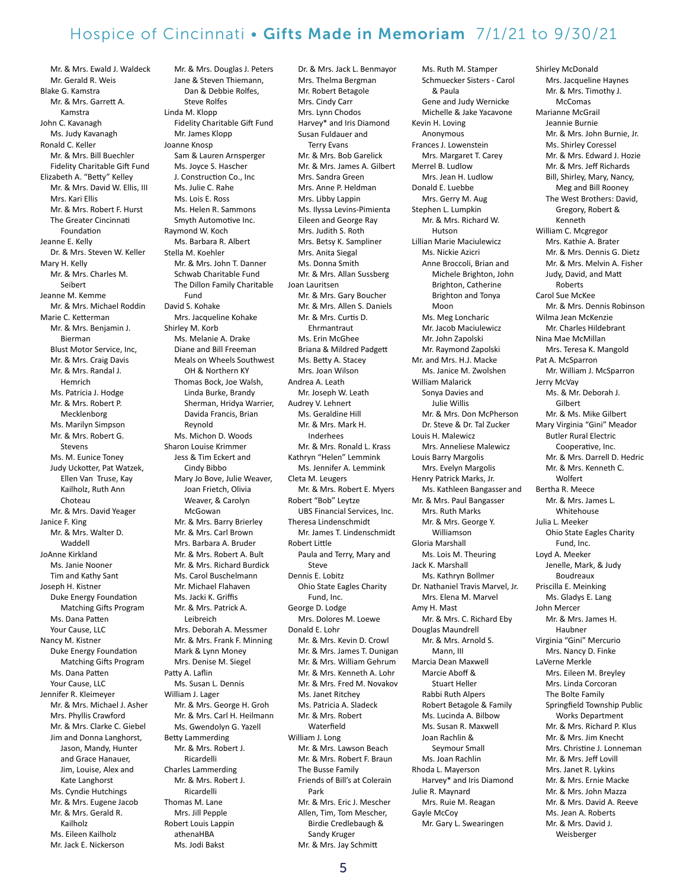# Hospice of Cincinnati • **Gifts Made in Memoriam** 7/1/21 to 9/30/21

Mr. & Mrs. Ewald J. Waldeck
Mr. Gerald R. Weis

Blake G. Kamstra
- Mr. & Mrs. Garrett A. Kamstra

John C. Kavanagh
- Ms. Judy Kavanagh

Ronald C. Keller
- Mr. & Mrs. Bill Buechler
- Fidelity Charitable Gift Fund

Elizabeth A. "Betty" Kelley
- Mr. & Mrs. David W. Ellis, III
- Mrs. Kari Ellis
- Mr. & Mrs. Robert F. Hurst
- The Greater Cincinnati Foundation

Jeanne E. Kelly
- Dr. & Mrs. Steven W. Keller

Mary H. Kelly
- Mr. & Mrs. Charles M. Seibert

Jeanne M. Kemme
- Mr. & Mrs. Michael Roddin

Marie C. Ketterman
- Mr. & Mrs. Benjamin J. Bierman
- Blust Motor Service, Inc,
- Mr. & Mrs. Craig Davis
- Mr. & Mrs. Randal J. Hemrich
- Ms. Patricia J. Hodge
- Mr. & Mrs. Robert P. Mecklenborg
- Ms. Marilyn Simpson
- Mr. & Mrs. Robert G. Stevens
- Ms. M. Eunice Toney
- Judy Uckotter, Pat Watzek, Ellen Van Truse, Kay Kailholz, Ruth Ann Choteau
- Mr. & Mrs. David Yeager

Janice F. King
- Mr. & Mrs. Walter D. Waddell

JoAnne Kirkland
- Ms. Janie Nooner
- Tim and Kathy Sant

Joseph H. Kistner
- Duke Energy Foundation Matching Gifts Program
- Ms. Dana Patten
- Your Cause, LLC

Nancy M. Kistner
- Duke Energy Foundation Matching Gifts Program
- Ms. Dana Patten
- Your Cause, LLC

Jennifer R. Kleimeyer
- Mr. & Mrs. Michael J. Asher
- Mrs. Phyllis Crawford
- Mr. & Mrs. Clarke C. Giebel
- Jim and Donna Langhorst, Jason, Mandy, Hunter and Grace Hanauer, Jim, Louise, Alex and Kate Langhorst
- Ms. Cyndie Hutchings
- Mr. & Mrs. Eugene Jacob
- Mr. & Mrs. Gerald R. Kailholz
- Ms. Eileen Kailholz
- Mr. Jack E. Nickerson
- Mr. & Mrs. Douglas J. Peters
- Jane & Steven Thiemann, Dan & Debbie Rolfes, Steve Rolfes

Linda M. Klopp
- Fidelity Charitable Gift Fund
- Mr. James Klopp

Joanne Knosp
- Sam & Lauren Arnsperger
- Ms. Joyce S. Hascher
- J. Construction Co., Inc
- Ms. Julie C. Rahe
- Ms. Lois E. Ross
- Ms. Helen R. Sammons
- Smyth Automotive Inc.

Raymond W. Koch
- Ms. Barbara R. Albert

Stella M. Koehler
- Mr. & Mrs. John T. Danner
- Schwab Charitable Fund
- The Dillon Family Charitable Fund

David S. Kohake
- Mrs. Jacqueline Kohake

Shirley M. Korb
- Ms. Melanie A. Drake
- Diane and Bill Freeman
- Meals on Wheels Southwest OH & Northern KY
- Thomas Bock, Joe Walsh, Linda Burke, Brandy Sherman, Hridya Warrier, Davida Francis, Brian Reynold
- Ms. Michon D. Woods

Sharon Louise Krimmer
- Jess & Tim Eckert and Cindy Bibbo
- Mary Jo Bove, Julie Weaver, Joan Frietch, Olivia Weaver, & Carolyn McGowan
- Mr. & Mrs. Barry Brierley
- Mr. & Mrs. Carl Brown
- Mrs. Barbara A. Bruder
- Mr. & Mrs. Robert A. Bult
- Mr. & Mrs. Richard Burdick
- Ms. Carol Buschelmann
- Mr. Michael Flahaven
- Ms. Jacki K. Griffis
- Mr. & Mrs. Patrick A. Leibreich
- Mrs. Deborah A. Messmer
- Mr. & Mrs. Frank F. Minning
- Mark & Lynn Money
- Mrs. Denise M. Siegel

Patty A. Laflin
- Ms. Susan L. Dennis

William J. Lager
- Mr. & Mrs. George H. Groh
- Mr. & Mrs. Carl H. Heilmann
- Ms. Gwendolyn G. Yazell

Betty Lammerding
- Mr. & Mrs. Robert J. Ricardelli

Charles Lammerding
- Mr. & Mrs. Robert J. Ricardelli

Thomas M. Lane
- Mrs. Jill Pepple

Robert Louis Lappin
- athenaHBA
- Ms. Jodi Bakst
- Dr. & Mrs. Jack L. Benmayor
- Mrs. Thelma Bergman
- Mr. Robert Betagole
- Mrs. Cindy Carr
- Mrs. Lynn Chodos
- Harvey* and Iris Diamond
- Susan Fuldauer and Terry Evans
- Mr. & Mrs. Bob Garelick
- Mr. & Mrs. James A. Gilbert
- Mrs. Sandra Green
- Mrs. Anne P. Heldman
- Mrs. Libby Lappin
- Ms. Ilyssa Levins-Pimienta
- Eileen and George Ray
- Mrs. Judith S. Roth
- Mrs. Betsy K. Sampliner
- Mrs. Anita Siegal
- Ms. Donna Smith
- Mr. & Mrs. Allan Sussberg

Joan Lauritsen
- Mr. & Mrs. Gary Boucher
- Mr. & Mrs. Allen S. Daniels
- Mr. & Mrs. Curtis D. Ehrmantraut
- Ms. Erin McGhee
- Briana & Mildred Padgett
- Ms. Betty A. Stacey
- Mrs. Joan Wilson

Andrea A. Leath
- Mr. Joseph W. Leath

Audrey V. Lehnert
- Ms. Geraldine Hill
- Mr. & Mrs. Mark H. Inderhees
- Mr. & Mrs. Ronald L. Krass

Kathryn "Helen" Lemmink
- Ms. Jennifer A. Lemmink

Cleta M. Leugers
- Mr. & Mrs. Robert E. Myers

Robert "Bob" Leytze
- UBS Financial Services, Inc.

Theresa Lindenschmidt
- Mr. James T. Lindenschmidt

Robert Little
- Paula and Terry, Mary and Steve

Dennis E. Lobitz
- Ohio State Eagles Charity Fund, Inc.

George D. Lodge
- Mrs. Dolores M. Loewe

Donald E. Lohr
- Mr. & Mrs. Kevin D. Crowl
- Mr. & Mrs. James T. Dunigan
- Mr. & Mrs. William Gehrum
- Mr. & Mrs. Kenneth A. Lohr
- Mr. & Mrs. Fred M. Novakov
- Ms. Janet Ritchey
- Ms. Patricia A. Sladeck
- Mr. & Mrs. Robert Waterfield

William J. Long
- Mr. & Mrs. Lawson Beach
- Mr. & Mrs. Robert F. Braun
- The Busse Family
- Friends of Bill's at Colerain Park
- Mr. & Mrs. Eric J. Mescher
- Allen, Tim, Tom Mescher, Birdie Credlebaugh & Sandy Kruger
- Mr. & Mrs. Jay Schmitt
- Ms. Ruth M. Stamper
- Schmuecker Sisters - Carol & Paula
- Gene and Judy Wernicke
- Michelle & Jake Yacavone

Kevin H. Loving
- Anonymous

Frances J. Lowenstein
- Mrs. Margaret T. Carey

Merrel B. Ludlow
- Mrs. Jean H. Ludlow

Donald E. Luebbe
- Mrs. Gerry M. Aug

Stephen L. Lumpkin
- Mr. & Mrs. Richard W. Hutson

Lillian Marie Maciulewicz
- Ms. Nickie Azicri
- Anne Broccoli, Brian and Michele Brighton, John Brighton, Catherine Brighton and Tonya Moon
- Ms. Meg Loncharic
- Mr. Jacob Maciulewicz
- Mr. John Zapolski
- Mr. Raymond Zapolski

Mr. and Mrs. H.J. Macke
- Ms. Janice M. Zwolshen

William Malarick
- Sonya Davies and Julie Willis
- Mr. & Mrs. Don McPherson
- Dr. Steve & Dr. Tal Zucker

Louis H. Malewicz
- Mrs. Anneliese Malewicz

Louis Barry Margolis
- Mrs. Evelyn Margolis

Henry Patrick Marks, Jr.
- Ms. Kathleen Bangasser and Mr. & Mrs. Paul Bangasser
- Mrs. Ruth Marks
- Mr. & Mrs. George Y. Williamson

Gloria Marshall
- Ms. Lois M. Theuring

Jack K. Marshall
- Ms. Kathryn Bollmer

Dr. Nathaniel Travis Marvel, Jr.
- Mrs. Elena M. Marvel

Amy H. Mast
- Mr. & Mrs. C. Richard Eby

Douglas Maundrell
- Mr. & Mrs. Arnold S. Mann, III

Marcia Dean Maxwell
- Marcie Aboff & Stuart Heller
- Rabbi Ruth Alpers
- Robert Betagole & Family
- Ms. Lucinda A. Bilbow
- Ms. Susan R. Maxwell
- Joan Rachlin & Seymour Small
- Ms. Joan Rachlin

Rhoda L. Mayerson
- Harvey* and Iris Diamond

Julie R. Maynard
- Mrs. Ruie M. Reagan

Gayle McCoy
- Mr. Gary L. Swearingen

Shirley McDonald
- Mrs. Jacqueline Haynes
- Mr. & Mrs. Timothy J. McComas

Marianne McGrail
- Jeannie Burnie
- Mr. & Mrs. John Burnie, Jr.
- Ms. Shirley Coressel
- Mr. & Mrs. Edward J. Hozie
- Mr. & Mrs. Jeff Richards
- Bill, Shirley, Mary, Nancy, Meg and Bill Rooney
- The West Brothers: David, Gregory, Robert & Kenneth

William C. Mcgregor
- Mrs. Kathie A. Brater
- Mr. & Mrs. Dennis G. Dietz
- Mr. & Mrs. Melvin A. Fisher
- Judy, David, and Matt Roberts

Carol Sue McKee
- Mr. & Mrs. Dennis Robinson

Wilma Jean McKenzie
- Mr. Charles Hildebrant

Nina Mae McMillan
- Mrs. Teresa K. Mangold

Pat A. McSparron
- Mr. William J. McSparron

Jerry McVay
- Ms. & Mr. Deborah J. Gilbert
- Mr. & Ms. Mike Gilbert

Mary Virginia "Gini" Meador
- Butler Rural Electric Cooperative, Inc.
- Mr. & Mrs. Darrell D. Hedric
- Mr. & Mrs. Kenneth C. Wolfert

Bertha R. Meece
- Mr. & Mrs. James L. Whitehouse

Julia L. Meeker
- Ohio State Eagles Charity Fund, Inc.

Loyd A. Meeker
- Jenelle, Mark, & Judy Boudreaux

Priscilla E. Meinking
- Ms. Gladys E. Lang

John Mercer
- Mr. & Mrs. James H. Haubner

Virginia "Gini" Mercurio
- Mrs. Nancy D. Finke

LaVerne Merkle
- Mrs. Eileen M. Breyley
- Mrs. Linda Corcoran
- The Bolte Family
- Springfield Township Public Works Department
- Mr. & Mrs. Richard P. Klus
- Mr. & Mrs. Jim Knecht
- Mrs. Christine J. Lonneman
- Mr. & Mrs. Jeff Lovill
- Mrs. Janet R. Lykins
- Mr. & Mrs. Ernie Macke
- Mr. & Mrs. John Mazza
- Mr. & Mrs. David A. Reeve
- Ms. Jean A. Roberts
- Mr. & Mrs. David J. Weisberger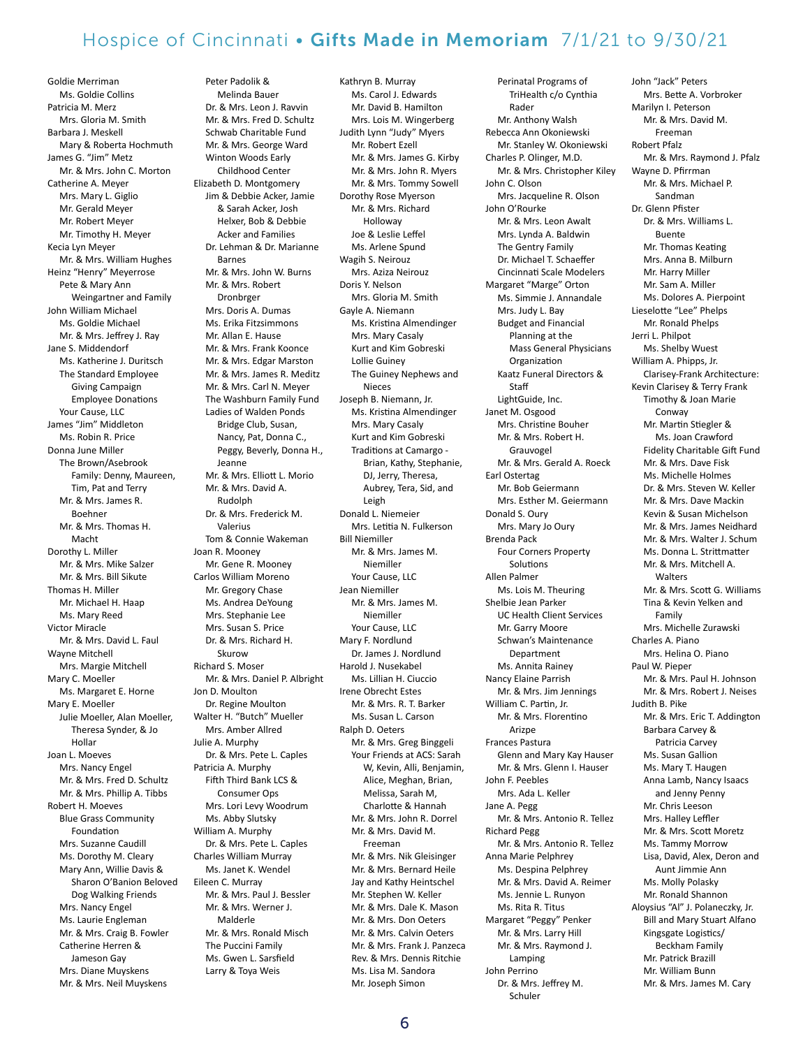# Hospice of Cincinnati • Gifts Made in Memoriam 7/1/21 to 9/30/21

Goldie Merriman
- Ms. Goldie Collins

Patricia M. Merz
- Mrs. Gloria M. Smith

Barbara J. Meskell
- Mary & Roberta Hochmuth

James G. "Jim" Metz
- Mr. & Mrs. John C. Morton

Catherine A. Meyer
- Mrs. Mary L. Giglio
- Mr. Gerald Meyer
- Mr. Robert Meyer
- Mr. Timothy H. Meyer

Kecia Lyn Meyer
- Mr. & Mrs. William Hughes

Heinz "Henry" Meyerrose
- Pete & Mary Ann Weingartner and Family

John William Michael
- Ms. Goldie Michael
- Mr. & Mrs. Jeffrey J. Ray

Jane S. Middendorf
- Ms. Katherine J. Duritsch
- The Standard Employee Giving Campaign Employee Donations
- Your Cause, LLC

James "Jim" Middleton
- Ms. Robin R. Price

Donna June Miller
- The Brown/Asebrook Family: Denny, Maureen, Tim, Pat and Terry
- Mr. & Mrs. James R. Boehner
- Mr. & Mrs. Thomas H. Macht

Dorothy L. Miller
- Mr. & Mrs. Mike Salzer
- Mr. & Mrs. Bill Sikute

Thomas H. Miller
- Mr. Michael H. Haap
- Ms. Mary Reed

Victor Miracle
- Mr. & Mrs. David L. Faul

Wayne Mitchell
- Mrs. Margie Mitchell

Mary C. Moeller
- Ms. Margaret E. Horne

Mary E. Moeller
- Julie Moeller, Alan Moeller, Theresa Synder, & Jo Hollar

Joan L. Moeves
- Mrs. Nancy Engel
- Mr. & Mrs. Fred D. Schultz
- Mr. & Mrs. Phillip A. Tibbs

Robert H. Moeves
- Blue Grass Community Foundation
- Mrs. Suzanne Caudill
- Ms. Dorothy M. Cleary
- Mary Ann, Willie Davis & Sharon O'Banion Beloved Dog Walking Friends
- Mrs. Nancy Engel
- Ms. Laurie Engleman
- Mr. & Mrs. Craig B. Fowler
- Catherine Herren & Jameson Gay
- Mrs. Diane Muyskens
- Mr. & Mrs. Neil Muyskens
- Peter Padolik & Melinda Bauer
- Dr. & Mrs. Leon J. Ravvin
- Mr. & Mrs. Fred D. Schultz
- Schwab Charitable Fund
- Mr. & Mrs. George Ward
- Winton Woods Early Childhood Center

Elizabeth D. Montgomery
- Jim & Debbie Acker, Jamie & Sarah Acker, Josh Helxer, Bob & Debbie Acker and Families
- Dr. Lehman & Dr. Marianne Barnes
- Mr. & Mrs. John W. Burns
- Mr. & Mrs. Robert Dronbrger
- Mrs. Doris A. Dumas
- Ms. Erika Fitzsimmons
- Mr. Allan E. Hause
- Mr. & Mrs. Frank Koonce
- Mr. & Mrs. Edgar Marston
- Mr. & Mrs. James R. Meditz
- Mr. & Mrs. Carl N. Meyer
- The Washburn Family Fund
- Ladies of Walden Ponds Bridge Club, Susan, Nancy, Pat, Donna C., Peggy, Beverly, Donna H., Jeanne
- Mr. & Mrs. Elliott L. Morio
- Mr. & Mrs. David A. Rudolph
- Dr. & Mrs. Frederick M. Valerius
- Tom & Connie Wakeman

Joan R. Mooney
- Mr. Gene R. Mooney

Carlos William Moreno
- Mr. Gregory Chase
- Ms. Andrea DeYoung
- Mrs. Stephanie Lee
- Mrs. Susan S. Price
- Dr. & Mrs. Richard H. Skurow

Richard S. Moser
- Mr. & Mrs. Daniel P. Albright

Jon D. Moulton
- Dr. Regine Moulton

Walter H. "Butch" Mueller
- Mrs. Amber Allred

Julie A. Murphy
- Dr. & Mrs. Pete L. Caples

Patricia A. Murphy
- Fifth Third Bank LCS & Consumer Ops
- Mrs. Lori Levy Woodrum
- Ms. Abby Slutsky

William A. Murphy
- Dr. & Mrs. Pete L. Caples

Charles William Murray
- Ms. Janet K. Wendel

Eileen C. Murray
- Mr. & Mrs. Paul J. Bessler
- Mr. & Mrs. Werner J. Malderle
- Mr. & Mrs. Ronald Misch
- The Puccini Family
- Ms. Gwen L. Sarsfield
- Larry & Toya Weis

Kathryn B. Murray
- Ms. Carol J. Edwards
- Mr. David B. Hamilton
- Mrs. Lois M. Wingerberg

Judith Lynn "Judy" Myers
- Mr. Robert Ezell
- Mr. & Mrs. James G. Kirby
- Mr. & Mrs. John R. Myers
- Mr. & Mrs. Tommy Sowell

Dorothy Rose Myerson
- Mr. & Mrs. Richard Holloway
- Joe & Leslie Leffel
- Ms. Arlene Spund

Wagih S. Neirouz
- Mrs. Aziza Neirouz

Doris Y. Nelson
- Mrs. Gloria M. Smith

Gayle A. Niemann
- Ms. Kristina Almendinger
- Mrs. Mary Casaly
- Kurt and Kim Gobreski
- Lollie Guiney
- The Guiney Nephews and Nieces

Joseph B. Niemann, Jr.
- Ms. Kristina Almendinger
- Mrs. Mary Casaly
- Kurt and Kim Gobreski
- Traditions at Camargo - Brian, Kathy, Stephanie, DJ, Jerry, Theresa, Aubrey, Tera, Sid, and Leigh

Donald L. Niemeier
- Mrs. Letitia N. Fulkerson

Bill Niemiller
- Mr. & Mrs. James M. Niemiller
- Your Cause, LLC

Jean Niemiller
- Mr. & Mrs. James M. Niemiller
- Your Cause, LLC

Mary F. Nordlund
- Dr. James J. Nordlund

Harold J. Nusekabel
- Ms. Lillian H. Ciuccio

Irene Obrecht Estes
- Mr. & Mrs. R. T. Barker
- Ms. Susan L. Carson

Ralph D. Oeters
- Mr. & Mrs. Greg Binggeli
- Your Friends at ACS: Sarah W, Kevin, Alli, Benjamin, Alice, Meghan, Brian, Melissa, Sarah M, Charlotte & Hannah
- Mr. & Mrs. John R. Dorrel
- Mr. & Mrs. David M. Freeman
- Mr. & Mrs. Nik Gleisinger
- Mr. & Mrs. Bernard Heile
- Jay and Kathy Heintschel
- Mr. Stephen W. Keller
- Mr. & Mrs. Dale K. Mason
- Mr. & Mrs. Don Oeters
- Mr. & Mrs. Calvin Oeters
- Mr. & Mrs. Frank J. Panzeca
- Rev. & Mrs. Dennis Ritchie
- Ms. Lisa M. Sandora
- Mr. Joseph Simon
- Perinatal Programs of TriHealth c/o Cynthia Rader
- Mr. Anthony Walsh

Rebecca Ann Okoniewski
- Mr. Stanley W. Okoniewski

Charles P. Olinger, M.D.
- Mr. & Mrs. Christopher Kiley

John C. Olson
- Mrs. Jacqueline R. Olson

John O'Rourke
- Mr. & Mrs. Leon Awalt
- Mrs. Lynda A. Baldwin
- The Gentry Family
- Dr. Michael T. Schaeffer
- Cincinnati Scale Modelers

Margaret "Marge" Orton
- Ms. Simmie J. Annandale
- Mrs. Judy L. Bay
- Budget and Financial Planning at the Mass General Physicians Organization
- Kaatz Funeral Directors & Staff
- LightGuide, Inc.

Janet M. Osgood
- Mrs. Christine Bouher
- Mr. & Mrs. Robert H. Grauvogel
- Mr. & Mrs. Gerald A. Roeck

Earl Ostertag
- Mr. Bob Geiermann
- Mrs. Esther M. Geiermann

Donald S. Oury
- Mrs. Mary Jo Oury

Brenda Pack
- Four Corners Property Solutions

Allen Palmer
- Ms. Lois M. Theuring

Shelbie Jean Parker
- UC Health Client Services
- Mr. Garry Moore
- Schwan's Maintenance Department
- Ms. Annita Rainey

Nancy Elaine Parrish
- Mr. & Mrs. Jim Jennings

William C. Partin, Jr.
- Mr. & Mrs. Florentino Arizpe

Frances Pastura
- Glenn and Mary Kay Hauser
- Mr. & Mrs. Glenn I. Hauser

John F. Peebles
- Mrs. Ada L. Keller

Jane A. Pegg
- Mr. & Mrs. Antonio R. Tellez

Richard Pegg
- Mr. & Mrs. Antonio R. Tellez

Anna Marie Pelphrey
- Ms. Despina Pelphrey
- Mr. & Mrs. David A. Reimer
- Ms. Jennie L. Runyon
- Ms. Rita R. Titus

Margaret "Peggy" Penker
- Mr. & Mrs. Larry Hill
- Mr. & Mrs. Raymond J. Lamping

John Perrino
- Dr. & Mrs. Jeffrey M. Schuler

John "Jack" Peters
- Mrs. Bette A. Vorbroker

Marilyn I. Peterson
- Mr. & Mrs. David M. Freeman

Robert Pfalz
- Mr. & Mrs. Raymond J. Pfalz

Wayne D. Pfirrman
- Mr. & Mrs. Michael P. Sandman

Dr. Glenn Pfister
- Dr. & Mrs. Williams L. Buente
- Mr. Thomas Keating
- Mrs. Anna B. Milburn
- Mr. Harry Miller
- Mr. Sam A. Miller
- Ms. Dolores A. Pierpoint

Lieselotte "Lee" Phelps
- Mr. Ronald Phelps

Jerri L. Philpot
- Ms. Shelby Wuest

William A. Phipps, Jr.
- Clarisey-Frank Architecture: Kevin Clarisey & Terry Frank
- Timothy & Joan Marie Conway
- Mr. Martin Stiegler & Ms. Joan Crawford
- Fidelity Charitable Gift Fund
- Mr. & Mrs. Dave Fisk
- Ms. Michelle Holmes
- Dr. & Mrs. Steven W. Keller
- Mr. & Mrs. Dave Mackin
- Kevin & Susan Michelson
- Mr. & Mrs. James Neidhard
- Mr. & Mrs. Walter J. Schum
- Ms. Donna L. Strittmatter
- Mr. & Mrs. Mitchell A. Walters
- Mr. & Mrs. Scott G. Williams
- Tina & Kevin Yelken and Family
- Mrs. Michelle Zurawski

Charles A. Piano
- Mrs. Helina O. Piano

Paul W. Pieper
- Mr. & Mrs. Paul H. Johnson
- Mr. & Mrs. Robert J. Neises

Judith B. Pike
- Mr. & Mrs. Eric T. Addington
- Barbara Carvey & Patricia Carvey
- Ms. Susan Gallion
- Ms. Mary T. Haugen
- Anna Lamb, Nancy Isaacs and Jenny Penny
- Mr. Chris Leeson
- Mrs. Halley Leffler
- Mr. & Mrs. Scott Moretz
- Ms. Tammy Morrow
- Lisa, David, Alex, Deron and Aunt Jimmie Ann
- Ms. Molly Polasky
- Mr. Ronald Shannon

Aloysius "Al" J. Polaneczky, Jr.
- Bill and Mary Stuart Alfano
- Kingsgate Logistics/ Beckham Family
- Mr. Patrick Brazill
- Mr. William Bunn
- Mr. & Mrs. James M. Cary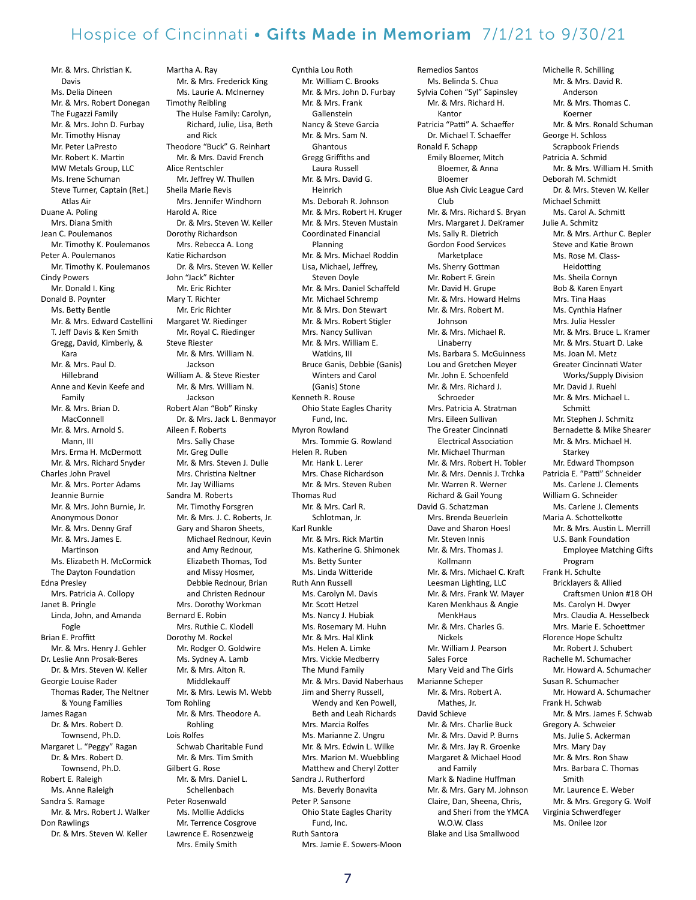# Hospice of Cincinnati • Gifts Made in Memoriam 7/1/21 to 9/30/21

Mr. & Mrs. Christian K. Davis
Ms. Delia Dineen
Mr. & Mrs. Robert Donegan
The Fugazzi Family
Mr. & Mrs. John D. Furbay
Mr. Timothy Hisnay
Mr. Peter LaPresto
Mr. Robert K. Martin
MW Metals Group, LLC
Ms. Irene Schuman
Steve Turner, Captain (Ret.) Atlas Air

Duane A. Poling
- Mrs. Diana Smith

Jean C. Poulemanos
- Mr. Timothy K. Poulemanos

Peter A. Poulemanos
- Mr. Timothy K. Poulemanos

Cindy Powers
- Mr. Donald I. King

Donald B. Poynter
- Ms. Betty Bentle
- Mr. & Mrs. Edward Castellini
- T. Jeff Davis & Ken Smith
- Gregg, David, Kimberly, & Kara
- Mr. & Mrs. Paul D. Hillebrand
- Anne and Kevin Keefe and Family
- Mr. & Mrs. Brian D. MacConnell
- Mr. & Mrs. Arnold S. Mann, III
- Mrs. Erma H. McDermott
- Mr. & Mrs. Richard Snyder

Charles John Pravel
- Mr. & Mrs. Porter Adams
- Jeannie Burnie
- Mr. & Mrs. John Burnie, Jr.
- Anonymous Donor
- Mr. & Mrs. Denny Graf
- Mr. & Mrs. James E. Martinson
- Ms. Elizabeth H. McCormick
- The Dayton Foundation

Edna Presley
- Mrs. Patricia A. Collopy

Janet B. Pringle
- Linda, John, and Amanda Fogle

Brian E. Proffitt
- Mr. & Mrs. Henry J. Gehler

Dr. Leslie Ann Prosak-Beres
- Dr. & Mrs. Steven W. Keller

Georgie Louise Rader
- Thomas Rader, The Neltner & Young Families

James Ragan
- Dr. & Mrs. Robert D. Townsend, Ph.D.

Margaret L. "Peggy" Ragan
- Dr. & Mrs. Robert D. Townsend, Ph.D.

Robert E. Raleigh
- Ms. Anne Raleigh

Sandra S. Ramage
- Mr. & Mrs. Robert J. Walker

Don Rawlings
- Dr. & Mrs. Steven W. Keller

Martha A. Ray
- Mr. & Mrs. Frederick King
- Ms. Laurie A. McInerney

Timothy Reibling
- The Hulse Family: Carolyn, Richard, Julie, Lisa, Beth and Rick

Theodore "Buck" G. Reinhart
- Mr. & Mrs. David French

Alice Rentschler
- Mr. Jeffrey W. Thullen

Sheila Marie Revis
- Mrs. Jennifer Windhorn

Harold A. Rice
- Dr. & Mrs. Steven W. Keller

Dorothy Richardson
- Mrs. Rebecca A. Long

Katie Richardson
- Dr. & Mrs. Steven W. Keller

John "Jack" Richter
- Mr. Eric Richter

Mary T. Richter
- Mr. Eric Richter

Margaret W. Riedinger
- Mr. Royal C. Riedinger

Steve Riester
- Mr. & Mrs. William N. Jackson

William A. & Steve Riester
- Mr. & Mrs. William N. Jackson

Robert Alan "Bob" Rinsky
- Dr. & Mrs. Jack L. Benmayor

Aileen F. Roberts
- Mrs. Sally Chase
- Mr. Greg Dulle
- Mr. & Mrs. Steven J. Dulle
- Mrs. Christina Neltner
- Mr. Jay Williams

Sandra M. Roberts
- Mr. Timothy Forsgren
- Mr. & Mrs. J. C. Roberts, Jr.
- Gary and Sharon Sheets, Michael Rednour, Kevin and Amy Rednour, Elizabeth Thomas, Tod and Missy Hosmer, Debbie Rednour, Brian and Christen Rednour
- Mrs. Dorothy Workman

Bernard E. Robin
- Mrs. Ruthie C. Klodell

Dorothy M. Rockel
- Mr. Rodger O. Goldwire
- Ms. Sydney A. Lamb
- Mr. & Mrs. Alton R. Middlekauff
- Mr. & Mrs. Lewis M. Webb

Tom Rohling
- Mr. & Mrs. Theodore A. Rohling

Lois Rolfes
- Schwab Charitable Fund
- Mr. & Mrs. Tim Smith

Gilbert G. Rose
- Mr. & Mrs. Daniel L. Schellenbach

Peter Rosenwald
- Ms. Mollie Addicks
- Mr. Terrence Cosgrove

Lawrence E. Rosenzweig
- Mrs. Emily Smith

Cynthia Lou Roth
- Mr. William C. Brooks
- Mr. & Mrs. John D. Furbay
- Mr. & Mrs. Frank Gallenstein
- Nancy & Steve Garcia
- Mr. & Mrs. Sam N. Ghantous
- Gregg Griffiths and Laura Russell
- Mr. & Mrs. David G. Heinrich
- Ms. Deborah R. Johnson
- Mr. & Mrs. Robert H. Kruger
- Mr. & Mrs. Steven Mustain
- Coordinated Financial Planning
- Mr. & Mrs. Michael Roddin
- Lisa, Michael, Jeffrey, Steven Doyle
- Mr. & Mrs. Daniel Schaffeld
- Mr. Michael Schremp
- Mr. & Mrs. Don Stewart
- Mr. & Mrs. Robert Stigler
- Mrs. Nancy Sullivan
- Mr. & Mrs. William E. Watkins, III
- Bruce Ganis, Debbie (Ganis) Winters and Carol (Ganis) Stone

Kenneth R. Rouse
- Ohio State Eagles Charity Fund, Inc.

Myron Rowland
- Mrs. Tommie G. Rowland

Helen R. Ruben
- Mr. Hank L. Lerer
- Mrs. Chase Richardson
- Mr. & Mrs. Steven Ruben

Thomas Rud
- Mr. & Mrs. Carl R. Schlotman, Jr.

Karl Runkle
- Mr. & Mrs. Rick Martin
- Ms. Katherine G. Shimonek
- Ms. Betty Sunter
- Ms. Linda Witteride

Ruth Ann Russell
- Ms. Carolyn M. Davis
- Mr. Scott Hetzel
- Ms. Nancy J. Hubiak
- Ms. Rosemary M. Huhn
- Mr. & Mrs. Hal Klink
- Ms. Helen A. Limke
- Mrs. Vickie Medberry
- The Mund Family
- Mr. & Mrs. David Naberhaus
- Jim and Sherry Russell, Wendy and Ken Powell, Beth and Leah Richards
- Mrs. Marcia Rolfes
- Ms. Marianne Z. Ungru
- Mr. & Mrs. Edwin L. Wilke
- Mrs. Marion M. Wuebbling
- Matthew and Cheryl Zotter

Sandra J. Rutherford
- Ms. Beverly Bonavita

Peter P. Sansone
- Ohio State Eagles Charity Fund, Inc.

Ruth Santora
- Mrs. Jamie E. Sowers-Moon

Remedios Santos
- Ms. Belinda S. Chua

Sylvia Cohen "Syl" Sapinsley
- Mr. & Mrs. Richard H. Kantor

Patricia "Patti" A. Schaeffer
- Dr. Michael T. Schaeffer

Ronald F. Schapp
- Emily Bloemer, Mitch Bloemer, & Anna Bloemer
- Blue Ash Civic League Card Club
- Mr. & Mrs. Richard S. Bryan
- Mrs. Margaret J. DeKramer
- Ms. Sally R. Dietrich
- Gordon Food Services Marketplace
- Ms. Sherry Gottman
- Mr. Robert F. Grein
- Mr. David H. Grupe
- Mr. & Mrs. Howard Helms
- Mr. & Mrs. Robert M. Johnson
- Mr. & Mrs. Michael R. Linaberry
- Ms. Barbara S. McGuinness
- Lou and Gretchen Meyer
- Mr. John E. Schoenfeld
- Mr. & Mrs. Richard J. Schroeder
- Mrs. Patricia A. Stratman
- Mrs. Eileen Sullivan
- The Greater Cincinnati Electrical Association
- Mr. Michael Thurman
- Mr. & Mrs. Robert H. Tobler
- Mr. & Mrs. Dennis J. Trchka
- Mr. Warren R. Werner
- Richard & Gail Young

David G. Schatzman
- Mrs. Brenda Beuerlein
- Dave and Sharon Hoesl
- Mr. Steven Innis
- Mr. & Mrs. Thomas J. Kollmann
- Mr. & Mrs. Michael C. Kraft
- Leesman Lighting, LLC
- Mr. & Mrs. Frank W. Mayer
- Karen Menkhaus & Angie MenkHaus
- Mr. & Mrs. Charles G. Nickels
- Mr. William J. Pearson
- Sales Force
- Mary Veid and The Girls

Marianne Scheper
- Mr. & Mrs. Robert A. Mathes, Jr.

David Schieve
- Mr. & Mrs. Charlie Buck
- Mr. & Mrs. David P. Burns
- Mr. & Mrs. Jay R. Groenke
- Margaret & Michael Hood and Family
- Mark & Nadine Huffman
- Mr. & Mrs. Gary M. Johnson
- Claire, Dan, Sheena, Chris, and Sheri from the YMCA W.O.W. Class
- Blake and Lisa Smallwood

Michelle R. Schilling
- Mr. & Mrs. David R. Anderson
- Mr. & Mrs. Thomas C. Koerner
- Mr. & Mrs. Ronald Schuman

George H. Schloss
- Scrapbook Friends

Patricia A. Schmid
- Mr. & Mrs. William H. Smith

Deborah M. Schmidt
- Dr. & Mrs. Steven W. Keller

Michael Schmitt
- Ms. Carol A. Schmitt

Julie A. Schmitz
- Mr. & Mrs. Arthur C. Bepler
- Steve and Katie Brown
- Ms. Rose M. Class-Heidotting
- Ms. Sheila Cornyn
- Bob & Karen Enyart
- Mrs. Tina Haas
- Ms. Cynthia Hafner
- Mrs. Julia Hessler
- Mr. & Mrs. Bruce L. Kramer
- Mr. & Mrs. Stuart D. Lake
- Ms. Joan M. Metz
- Greater Cincinnati Water Works/Supply Division
- Mr. David J. Ruehl
- Mr. & Mrs. Michael L. Schmitt
- Mr. Stephen J. Schmitz
- Bernadette & Mike Shearer
- Mr. & Mrs. Michael H. Starkey
- Mr. Edward Thompson

Patricia E. "Patti" Schneider
- Ms. Carlene J. Clements

William G. Schneider
- Ms. Carlene J. Clements

Maria A. Schottelkotte
- Mr. & Mrs. Austin L. Merrill
- U.S. Bank Foundation Employee Matching Gifts Program

Frank H. Schulte
- Bricklayers & Allied Craftsmen Union #18 OH
- Ms. Carolyn H. Dwyer
- Mrs. Claudia A. Hesselbeck
- Mrs. Marie E. Schoettmer

Florence Hope Schultz
- Mr. Robert J. Schubert

Rachelle M. Schumacher
- Mr. Howard A. Schumacher

Susan R. Schumacher
- Mr. Howard A. Schumacher

Frank H. Schwab
- Mr. & Mrs. James F. Schwab

Gregory A. Schweier
- Ms. Julie S. Ackerman
- Mrs. Mary Day
- Mr. & Mrs. Ron Shaw
- Mrs. Barbara C. Thomas Smith
- Mr. Laurence E. Weber
- Mr. & Mrs. Gregory G. Wolf

Virginia Schwerdfeger
- Ms. Onilee Izor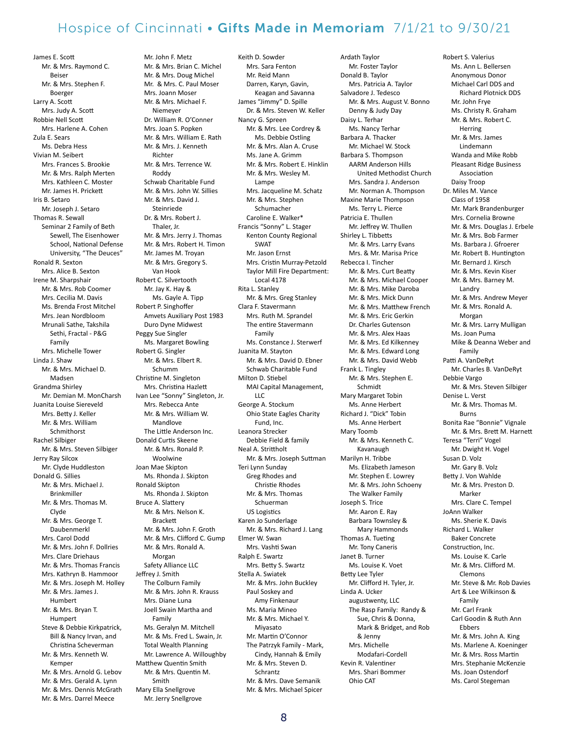# Hospice of Cincinnati • **Gifts Made in Memoriam** 7/1/21 to 9/30/21

James E. Scott
- Mr. & Mrs. Raymond C. Beiser
- Mr. & Mrs. Stephen F. Boerger

Larry A. Scott
- Mrs. Judy A. Scott

Robbie Nell Scott
- Mrs. Harlene A. Cohen

Zula E. Sears
- Ms. Debra Hess

Vivian M. Seibert
- Mrs. Frances S. Brookie
- Mr. & Mrs. Ralph Merten
- Mrs. Kathleen C. Moster
- Mr. James H. Prickett

Iris B. Setaro
- Mr. Joseph J. Setaro

Thomas R. Sewall
- Seminar 2 Family of Beth Sewell, The Eisenhower School, National Defense University, "The Deuces"

Ronald R. Sexton
- Mrs. Alice B. Sexton

Irene M. Sharpshair
- Mr. & Mrs. Rob Coomer
- Mrs. Cecilia M. Davis
- Ms. Brenda Frost Mitchel
- Mrs. Jean Nordbloom
- Mrunali Sathe, Takshila Sethi, Fractal - P&G Family
- Mrs. Michelle Tower

Linda J. Shaw
- Mr. & Mrs. Michael D. Madsen

Grandma Shirley
- Mr. Demian M. MonCharsh

Juanita Louise Siereveld
- Mrs. Betty J. Keller
- Mr. & Mrs. William Schmithorst

Rachel Silbiger
- Mr. & Mrs. Steven Silbiger

Jerry Ray Silcox
- Mr. Clyde Huddleston

Donald G. Sillies
- Mr. & Mrs. Michael J. Brinkmiller
- Mr. & Mrs. Thomas M. Clyde
- Mr. & Mrs. George T. Daubenmerkl
- Mrs. Carol Dodd
- Mr. & Mrs. John F. Dollries
- Mrs. Clare Driehaus
- Mr. & Mrs. Thomas Francis
- Mrs. Kathryn B. Hammoor
- Mr. & Mrs. Joseph M. Holley
- Mr. & Mrs. James J. Humbert
- Mr. & Mrs. Bryan T. Humpert
- Steve & Debbie Kirkpatrick, Bill & Nancy Irvan, and Christina Scheverman
- Mr. & Mrs. Kenneth W. Kemper
- Mr. & Mrs. Arnold G. Lebov
- Mr. & Mrs. Gerald A. Lynn
- Mr. & Mrs. Dennis McGrath
- Mr. & Mrs. Darrel Meece
- Mr. John F. Metz
- Mr. & Mrs. Brian C. Michel
- Mr. & Mrs. Doug Michel
- Mr. & Mrs. C. Paul Moser
- Mrs. Joann Moser
- Mr. & Mrs. Michael F. Niemeyer
- Dr. William R. O'Conner
- Mrs. Joan S. Popken
- Mr. & Mrs. William E. Rath
- Mr. & Mrs. J. Kenneth Richter
- Mr. & Mrs. Terrence W. Roddy
- Schwab Charitable Fund
- Mr. & Mrs. John W. Sillies
- Mr. & Mrs. David J. Steinriede
- Dr. & Mrs. Robert J. Thaler, Jr.
- Mr. & Mrs. Jerry J. Thomas
- Mr. & Mrs. Robert H. Timon
- Mr. James M. Troyan
- Mr. & Mrs. Gregory S. Van Hook

Robert C. Silvertooth
- Mr. Jay K. Hay & Ms. Gayle A. Tipp

Robert P. Singhoffer
- Amvets Auxiliary Post 1983
- Duro Dyne Midwest

Peggy Sue Singler
- Ms. Margaret Bowling

Robert G. Singler
- Mr. & Mrs. Elbert R. Schumm

Christine M. Singleton
- Mrs. Christina Hazlett

Ivan Lee "Sonny" Singleton, Jr.
- Mrs. Rebecca Ante
- Mr. & Mrs. William W. Mandlove
- The Little Anderson Inc.

Donald Curtis Skeene
- Mr. & Mrs. Ronald P. Woolwine

Joan Mae Skipton
- Ms. Rhonda J. Skipton

Ronald Skipton
- Ms. Rhonda J. Skipton

Bruce A. Slattery
- Mr. & Mrs. Nelson K. Brackett
- Mr. & Mrs. John F. Groth
- Mr. & Mrs. Clifford C. Gump
- Mr. & Mrs. Ronald A. Morgan
- Safety Alliance LLC

Jeffrey J. Smith
- The Colburn Family
- Mr. & Mrs. John R. Krauss
- Mrs. Diane Luna
- Joell Swain Martha and Family
- Ms. Geralyn M. Mitchell
- Mr. & Ms. Fred L. Swain, Jr.
- Total Wealth Planning
- Mr. Lawrence A. Willoughby

Matthew Quentin Smith
- Mr. & Mrs. Quentin M. Smith

Mary Ella Snellgrove
- Mr. Jerry Snellgrove

Keith D. Sowder
- Mrs. Sara Fenton
- Mr. Reid Mann
- Darren, Karyn, Gavin, Keagan and Savanna

James "Jimmy" D. Spille
- Dr. & Mrs. Steven W. Keller

Nancy G. Spreen
- Mr. & Mrs. Lee Cordrey & Ms. Debbie Ostling
- Mr. & Mrs. Alan A. Cruse
- Ms. Jane A. Grimm
- Mr. & Mrs. Robert E. Hinklin
- Mr. & Mrs. Wesley M. Lampe
- Mrs. Jacqueline M. Schatz
- Mr. & Mrs. Stephen Schumacher
- Caroline E. Walker*

Francis "Sonny" L. Stager
- Kenton County Regional SWAT
- Mr. Jason Ernst
- Mrs. Cristin Murray-Petzold
- Taylor Mill Fire Department: Local 4178

Rita L. Stanley
- Mr. & Mrs. Greg Stanley

Clara F. Stavermann
- Mrs. Ruth M. Sprandel
- The entire Stavermann Family
- Ms. Constance J. Sterwerf

Juanita M. Stayton
- Mr. & Mrs. David D. Ebner
- Schwab Charitable Fund

Milton D. Stiebel
- MAI Capital Management, LLC

George A. Stockum
- Ohio State Eagles Charity Fund, Inc.

Leanora Strecker
- Debbie Field & family

Neal A. Strittholt
- Mr. & Mrs. Joseph Suttman

Teri Lynn Sunday
- Greg Rhodes and Christie Rhodes
- Mr. & Mrs. Thomas Schuerman
- US Logistics

Karen Jo Sunderlage
- Mr. & Mrs. Richard J. Lang

Elmer W. Swan
- Mrs. Vashti Swan

Ralph E. Swartz
- Mrs. Betty S. Swartz

Stella A. Swiatek
- Mr. & Mrs. John Buckley
- Paul Soskey and Amy Finkenaur
- Ms. Maria Mineo
- Mr. & Mrs. Michael Y. Miyasato
- Mr. Martin O'Connor
- The Patrzyk Family - Mark, Cindy, Hannah & Emily
- Mr. & Mrs. Steven D. Schrantz
- Mr. & Mrs. Dave Semanik
- Mr. & Mrs. Michael Spicer

Ardath Taylor
- Mr. Foster Taylor

Donald B. Taylor
- Mrs. Patricia A. Taylor

Salvadore J. Tedesco
- Mr. & Mrs. August V. Bonno
- Denny & Judy Day

Daisy L. Terhar
- Ms. Nancy Terhar

Barbara A. Thacker
- Mr. Michael W. Stock

Barbara S. Thompson
- AARM Anderson Hills United Methodist Church
- Mrs. Sandra J. Anderson
- Mr. Norman A. Thompson

Maxine Marie Thompson
- Ms. Terry L. Pierce

Patricia E. Thullen
- Mr. Jeffrey W. Thullen

Shirley L. Tibbetts
- Mr. & Mrs. Larry Evans
- Mrs. & Mr. Marisa Price

Rebecca I. Tincher
- Mr. & Mrs. Curt Beatty
- Mr. & Mrs. Michael Cooper
- Mr. & Mrs. Mike Daroba
- Mr. & Mrs. Mick Dunn
- Mr. & Mrs. Matthew French
- Mr. & Mrs. Eric Gerkin
- Dr. Charles Gutenson
- Mr. & Mrs. Alex Haas
- Mr. & Mrs. Ed Kilkenney
- Mr. & Mrs. Edward Long
- Mr. & Mrs. David Webb

Frank L. Tingley
- Mr. & Mrs. Stephen E. Schmidt

Mary Margaret Tobin
- Ms. Anne Herbert

Richard J. "Dick" Tobin
- Ms. Anne Herbert

Mary Toomb
- Mr. & Mrs. Kenneth C. Kavanaugh

Marilyn H. Tribbe
- Ms. Elizabeth Jameson
- Mr. Stephen E. Lowrey
- Mr. & Mrs. John Schoeny
- The Walker Family

Joseph S. Trice
- Mr. Aaron E. Ray
- Barbara Townsley & Mary Hammonds

Thomas A. Tueting
- Mr. Tony Caneris

Janet B. Turner
- Ms. Louise K. Voet

Betty Lee Tyler
- Mr. Clifford H. Tyler, Jr.

Linda A. Ucker
- augustwenty, LLC
- The Rasp Family: Randy & Sue, Chris & Donna, Mark & Bridget, and Rob & Jenny
- Mrs. Michelle Modafari-Cordell

Kevin R. Valentiner
- Mrs. Shari Bommer
- Ohio CAT

Robert S. Valerius
- Ms. Ann L. Bellersen
- Anonymous Donor
- Michael Carl DDS and Richard Plotnick DDS
- Mr. John Frye
- Ms. Christy R. Graham
- Mr. & Mrs. Robert C. Herring
- Mr. & Mrs. James Lindemann
- Wanda and Mike Robb
- Pleasant Ridge Business Association
- Daisy Troop

Dr. Miles M. Vance
- Class of 1958
- Mr. Mark Brandenburger
- Mrs. Cornelia Browne
- Mr. & Mrs. Douglas J. Erbele
- Mr. & Mrs. Bob Farmer
- Ms. Barbara J. Gfroerer
- Mr. Robert B. Huntington
- Mr. Bernard J. Kirsch
- Mr. & Mrs. Kevin Kiser
- Mr. & Mrs. Barney M. Landry
- Mr. & Mrs. Andrew Meyer
- Mr. & Mrs. Ronald A. Morgan
- Mr. & Mrs. Larry Mulligan
- Ms. Joan Puma
- Mike & Deanna Weber and Family

Patti A. VanDeRyt
- Mr. Charles B. VanDeRyt

Debbie Vargo
- Mr. & Mrs. Steven Silbiger

Denise L. Verst
- Mr. & Mrs. Thomas M. Burns

Bonita Rae "Bonnie" Vignale
- Mr. & Mrs. Brett M. Harnett

Teresa "Terri" Vogel
- Mr. Dwight H. Vogel

Susan D. Volz
- Mr. Gary B. Volz

Betty J. Von Wahlde
- Mr. & Mrs. Preston D. Marker
- Mrs. Clare C. Tempel

JoAnn Walker
- Ms. Sherie K. Davis

Richard L. Walker
- Baker Concrete Construction, Inc.
- Ms. Louise K. Carle
- Mr. & Mrs. Clifford M. Clemons
- Mr. Steve & Mr. Rob Davies
- Art & Lee Wilkinson & Family
- Mr. Carl Frank
- Carl Goodin & Ruth Ann Ebbers
- Mr. & Mrs. John A. King
- Ms. Marlene A. Koeninger
- Mr. & Mrs. Ross Martin
- Mrs. Stephanie McKenzie
- Ms. Joan Ostendorf
- Ms. Carol Stegeman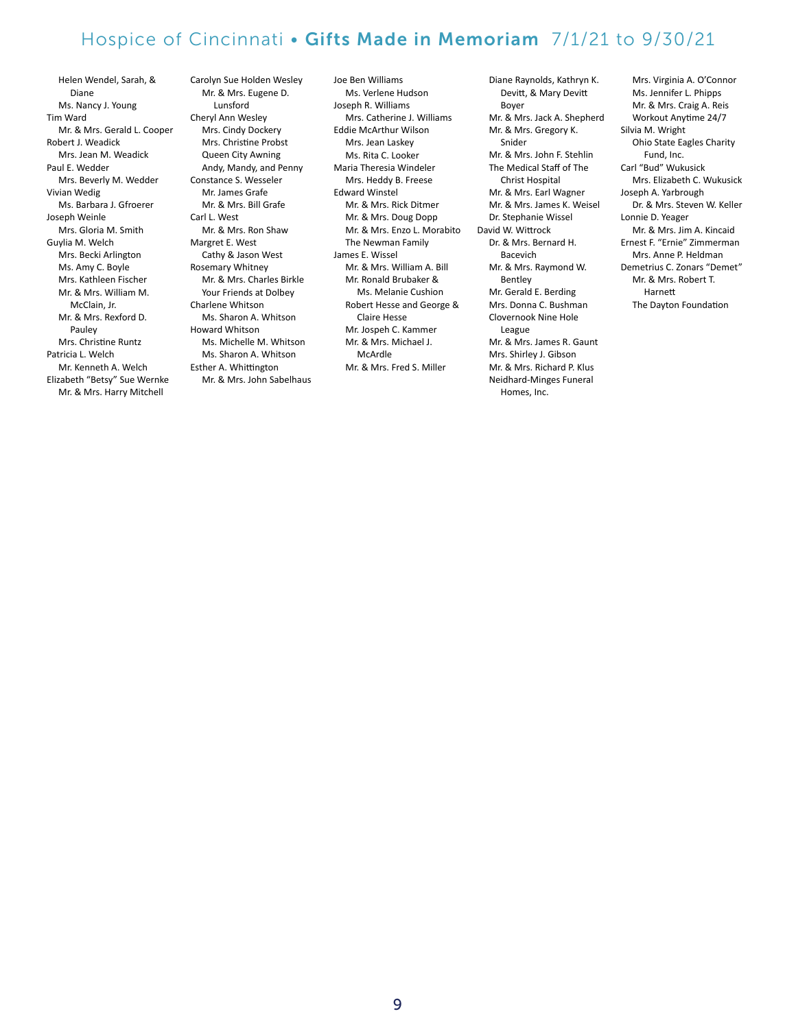# Hospice of Cincinnati • **Gifts Made in Memoriam** 7/1/21 to 9/30/21

Helen Wendel, Sarah, & Diane
Ms. Nancy J. Young

Tim Ward
Mr. & Mrs. Gerald L. Cooper

Robert J. Weadick
Mrs. Jean M. Weadick

Paul E. Wedder
Mrs. Beverly M. Wedder

Vivian Wedig
Ms. Barbara J. Gfroerer

Joseph Weinle
Mrs. Gloria M. Smith

Guylia M. Welch
Mrs. Becki Arlington
Ms. Amy C. Boyle
Mrs. Kathleen Fischer
Mr. & Mrs. William M. McClain, Jr.
Mr. & Mrs. Rexford D. Pauley
Mrs. Christine Runtz

Patricia L. Welch
Mr. Kenneth A. Welch

Elizabeth "Betsy" Sue Wernke
Mr. & Mrs. Harry Mitchell

Carolyn Sue Holden Wesley
Mr. & Mrs. Eugene D. Lunsford

Cheryl Ann Wesley
Mrs. Cindy Dockery
Mrs. Christine Probst
Queen City Awning
Andy, Mandy, and Penny

Constance S. Wesseler
Mr. James Grafe
Mr. & Mrs. Bill Grafe

Carl L. West
Mr. & Mrs. Ron Shaw

Margret E. West
Cathy & Jason West

Rosemary Whitney
Mr. & Mrs. Charles Birkle
Your Friends at Dolbey

Charlene Whitson
Ms. Sharon A. Whitson

Howard Whitson
Ms. Michelle M. Whitson
Ms. Sharon A. Whitson

Esther A. Whittington
Mr. & Mrs. John Sabelhaus

Joe Ben Williams
Ms. Verlene Hudson

Joseph R. Williams
Mrs. Catherine J. Williams

Eddie McArthur Wilson
Mrs. Jean Laskey
Ms. Rita C. Looker

Maria Theresia Windeler
Mrs. Heddy B. Freese

Edward Winstel
Mr. & Mrs. Rick Ditmer
Mr. & Mrs. Doug Dopp
Mr. & Mrs. Enzo L. Morabito
The Newman Family

James E. Wissel
Mr. & Mrs. William A. Bill
Mr. Ronald Brubaker & Ms. Melanie Cushion
Robert Hesse and George & Claire Hesse
Mr. Jospeh C. Kammer
Mr. & Mrs. Michael J. McArdle
Mr. & Mrs. Fred S. Miller
Diane Raynolds, Kathryn K. Devitt, & Mary Devitt Boyer
Mr. & Mrs. Jack A. Shepherd
Mr. & Mrs. Gregory K. Snider
Mr. & Mrs. John F. Stehlin
The Medical Staff of The Christ Hospital
Mr. & Mrs. Earl Wagner
Mr. & Mrs. James K. Weisel
Dr. Stephanie Wissel

David W. Wittrock
Dr. & Mrs. Bernard H. Bacevich
Mr. & Mrs. Raymond W. Bentley
Mr. Gerald E. Berding
Mrs. Donna C. Bushman
Clovernook Nine Hole League
Mr. & Mrs. James R. Gaunt
Mrs. Shirley J. Gibson
Mr. & Mrs. Richard P. Klus
Neidhard-Minges Funeral Homes, Inc.
Mrs. Virginia A. O'Connor
Ms. Jennifer L. Phipps
Mr. & Mrs. Craig A. Reis
Workout Anytime 24/7

Silvia M. Wright
Ohio State Eagles Charity Fund, Inc.

Carl "Bud" Wukusick
Mrs. Elizabeth C. Wukusick

Joseph A. Yarbrough
Dr. & Mrs. Steven W. Keller

Lonnie D. Yeager
Mr. & Mrs. Jim A. Kincaid

Ernest F. "Ernie" Zimmerman
Mrs. Anne P. Heldman

Demetrius C. Zonars "Demet"
Mr. & Mrs. Robert T. Harnett
The Dayton Foundation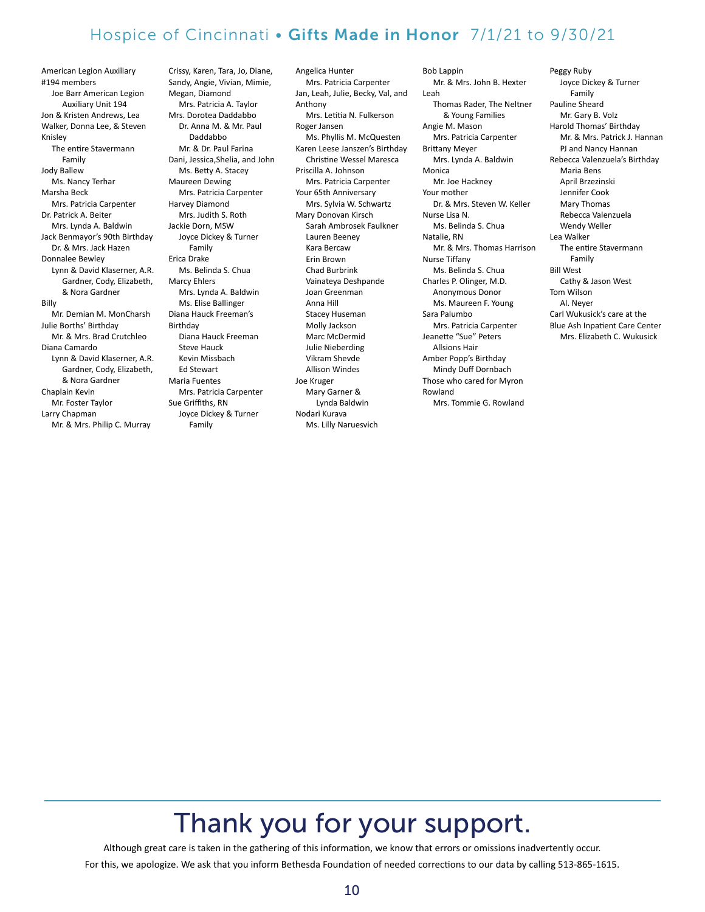# Hospice of Cincinnati • Gifts Made in Honor 7/1/21 to 9/30/21

American Legion Auxiliary #194 members
- Joe Barr American Legion Auxiliary Unit 194

Jon & Kristen Andrews, Lea Walker, Donna Lee, & Steven Knisley
- The entire Stavermann Family

Jody Ballew
- Ms. Nancy Terhar

Marsha Beck
- Mrs. Patricia Carpenter

Dr. Patrick A. Beiter
- Mrs. Lynda A. Baldwin

Jack Benmayor's 90th Birthday
- Dr. & Mrs. Jack Hazen

Donnalee Bewley
- Lynn & David Klaserner, A.R. Gardner, Cody, Elizabeth, & Nora Gardner

Billy
- Mr. Demian M. MonCharsh

Julie Borths' Birthday
- Mr. & Mrs. Brad Crutchleo

Diana Camardo
- Lynn & David Klaserner, A.R. Gardner, Cody, Elizabeth, & Nora Gardner

Chaplain Kevin
- Mr. Foster Taylor

Larry Chapman
- Mr. & Mrs. Philip C. Murray

Crissy, Karen, Tara, Jo, Diane, Sandy, Angie, Vivian, Mimie, Megan, Diamond
- Mrs. Patricia A. Taylor

Mrs. Dorotea Daddabbo
- Dr. Anna M. & Mr. Paul Daddabbo
- Mr. & Dr. Paul Farina

Dani, Jessica,Shelia, and John
- Ms. Betty A. Stacey

Maureen Dewing
- Mrs. Patricia Carpenter

Harvey Diamond
- Mrs. Judith S. Roth

Jackie Dorn, MSW
- Joyce Dickey & Turner Family

Erica Drake
- Ms. Belinda S. Chua

Marcy Ehlers
- Mrs. Lynda A. Baldwin
- Ms. Elise Ballinger

Diana Hauck Freeman's Birthday
- Diana Hauck Freeman
- Steve Hauck
- Kevin Missbach
- Ed Stewart

Maria Fuentes
- Mrs. Patricia Carpenter

Sue Griffiths, RN
- Joyce Dickey & Turner Family

Angelica Hunter
- Mrs. Patricia Carpenter

Jan, Leah, Julie, Becky, Val, and Anthony
- Mrs. Letitia N. Fulkerson

Roger Jansen
- Ms. Phyllis M. McQuesten

Karen Leese Janszen's Birthday
- Christine Wessel Maresca

Priscilla A. Johnson
- Mrs. Patricia Carpenter

Your 65th Anniversary
- Mrs. Sylvia W. Schwartz

Mary Donovan Kirsch
- Sarah Ambrosek Faulkner
- Lauren Beeney
- Kara Bercaw
- Erin Brown
- Chad Burbrink
- Vainateya Deshpande
- Joan Greenman
- Anna Hill
- Stacey Huseman
- Molly Jackson
- Marc McDermid
- Julie Nieberding
- Vikram Shevde
- Allison Windes

Joe Kruger
- Mary Garner & Lynda Baldwin

Nodari Kurava
- Ms. Lilly Naruesvich

Bob Lappin
- Mr. & Mrs. John B. Hexter

Leah
- Thomas Rader, The Neltner & Young Families

Angie M. Mason
- Mrs. Patricia Carpenter

Brittany Meyer
- Mrs. Lynda A. Baldwin

Monica
- Mr. Joe Hackney

Your mother
- Dr. & Mrs. Steven W. Keller

Nurse Lisa N.
- Ms. Belinda S. Chua

Natalie, RN
- Mr. & Mrs. Thomas Harrison

Nurse Tiffany
- Ms. Belinda S. Chua

Charles P. Olinger, M.D.
- Anonymous Donor
- Ms. Maureen F. Young

Sara Palumbo
- Mrs. Patricia Carpenter

Jeanette "Sue" Peters
- Allsions Hair

Amber Popp's Birthday
- Mindy Duff Dornbach

Those who cared for Myron Rowland
- Mrs. Tommie G. Rowland

Peggy Ruby
- Joyce Dickey & Turner Family

Pauline Sheard
- Mr. Gary B. Volz

Harold Thomas' Birthday
- Mr. & Mrs. Patrick J. Hannan
- PJ and Nancy Hannan

Rebecca Valenzuela's Birthday
- Maria Bens
- April Brzezinski
- Jennifer Cook
- Mary Thomas
- Rebecca Valenzuela
- Wendy Weller

Lea Walker
- The entire Stavermann Family

Bill West
- Cathy & Jason West

Tom Wilson
- Al. Neyer

Carl Wukusick's care at the Blue Ash Inpatient Care Center
- Mrs. Elizabeth C. Wukusick

# Thank you for your support.

Although great care is taken in the gathering of this information, we know that errors or omissions inadvertently occur. For this, we apologize. We ask that you inform Bethesda Foundation of needed corrections to our data by calling 513-865-1615.